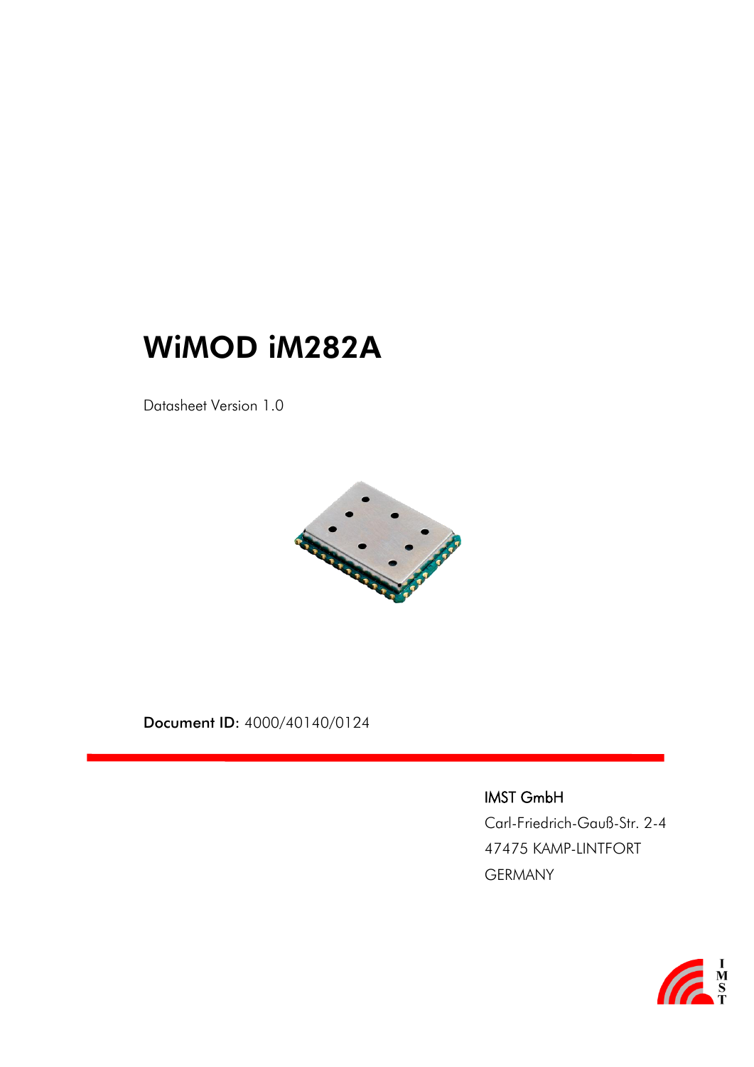# WiMOD iM282A

Datasheet Version 1.0

**Document ID:** 4000/40140/0124

IMST GmbH

Carl-Friedrich-Gauß-Str. 2-4

47475 KAMP-LINTFORT

GERMANY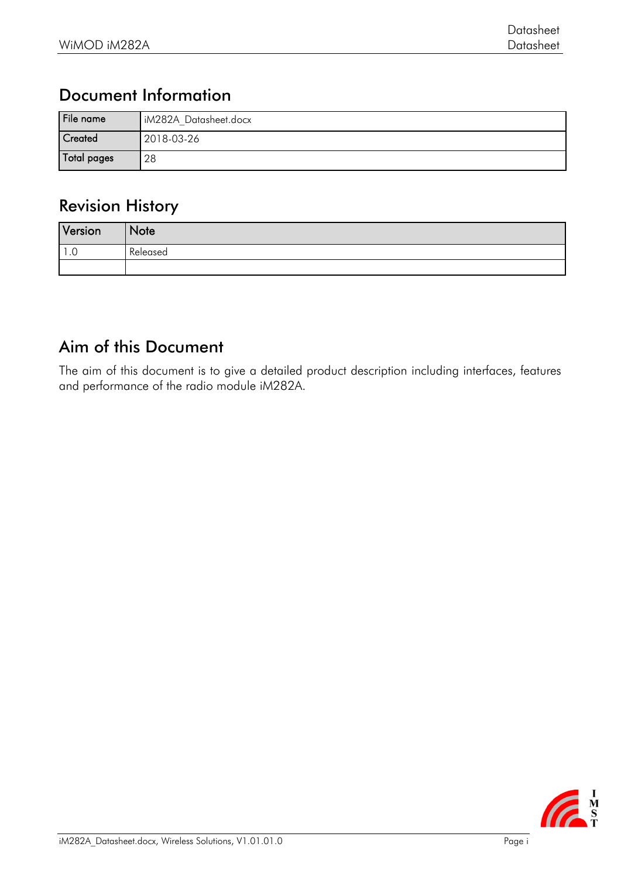## Document Information

| File name | iM282A_Datasheet.docx |
|---|---|
| Created | 2018-03-26 |
| Total pages | 28 |

## Revision History

| Version | Note |
|---|---|
| 1.0 | Released |
| | |

## Aim of this Document

The aim of this document is to give a detailed product description including interfaces, features and performance of the radio module iM282A.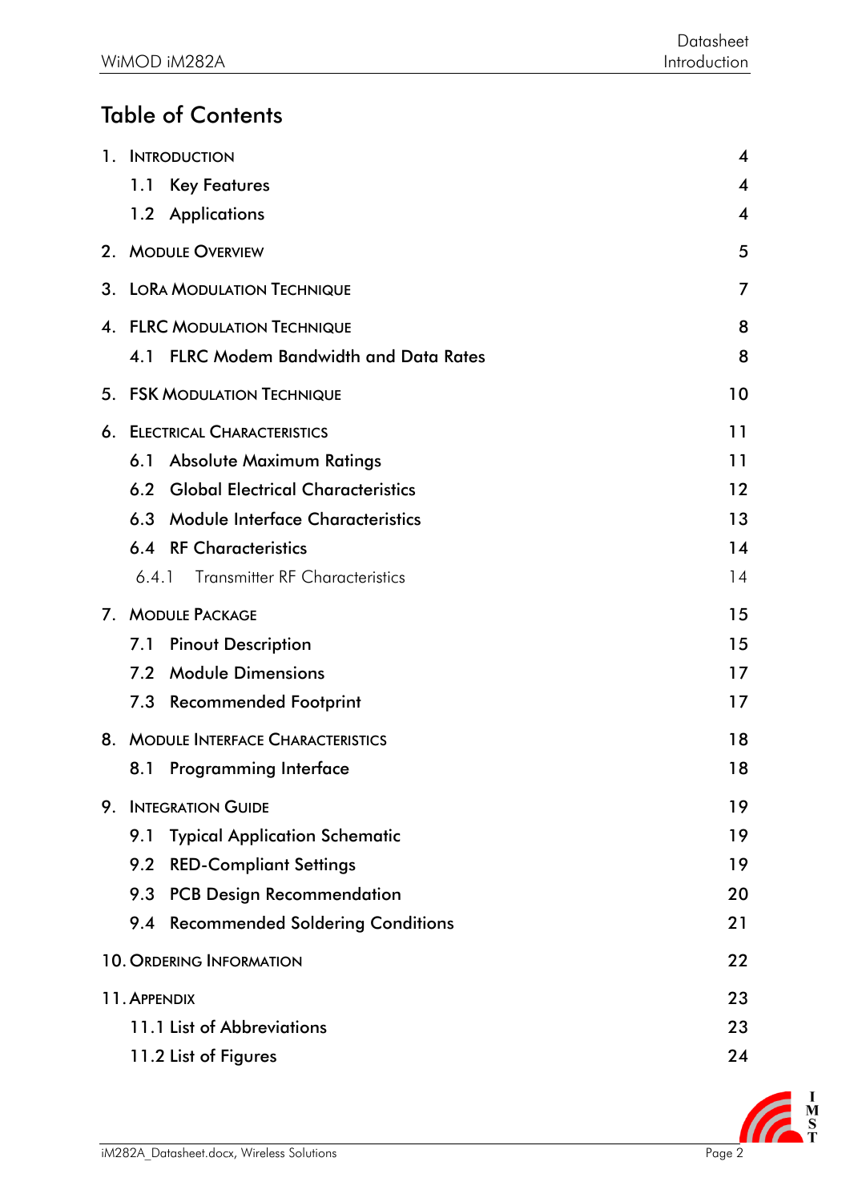# Table of Contents

| | |
|---|---|
| 1. INTRODUCTION | 4 |
| 1.1 Key Features | 4 |
| 1.2 Applications | 4 |
| 2. MODULE OVERVIEW | 5 |
| 3. LORA MODULATION TECHNIQUE | 7 |
| 4. FLRC MODULATION TECHNIQUE | 8 |
| 4.1 FLRC Modem Bandwidth and Data Rates | 8 |
| 5. FSK MODULATION TECHNIQUE | 10 |
| 6. ELECTRICAL CHARACTERISTICS | 11 |
| 6.1 Absolute Maximum Ratings | 11 |
| 6.2 Global Electrical Characteristics | 12 |
| 6.3 Module Interface Characteristics | 13 |
| 6.4 RF Characteristics | 14 |
| 6.4.1 Transmitter RF Characteristics | 14 |
| 7. MODULE PACKAGE | 15 |
| 7.1 Pinout Description | 15 |
| 7.2 Module Dimensions | 17 |
| 7.3 Recommended Footprint | 17 |
| 8. MODULE INTERFACE CHARACTERISTICS | 18 |
| 8.1 Programming Interface | 18 |
| 9. INTEGRATION GUIDE | 19 |
| 9.1 Typical Application Schematic | 19 |
| 9.2 RED-Compliant Settings | 19 |
| 9.3 PCB Design Recommendation | 20 |
| 9.4 Recommended Soldering Conditions | 21 |
| 10. ORDERING INFORMATION | 22 |
| 11. APPENDIX | 23 |
| 11.1 List of Abbreviations | 23 |
| 11.2 List of Figures | 24 |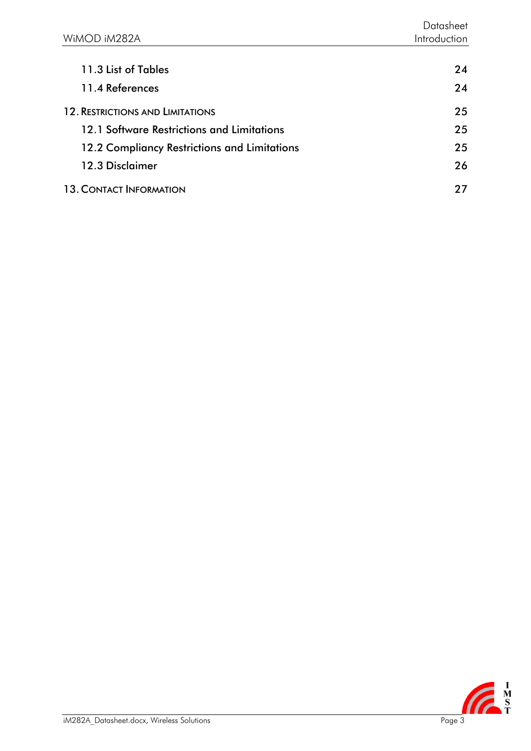11.3 List of Tables 24

11.4 References 24

12. Restrictions and Limitations 25

12.1 Software Restrictions and Limitations 25

12.2 Compliancy Restrictions and Limitations 25

12.3 Disclaimer 26

13. Contact Information 27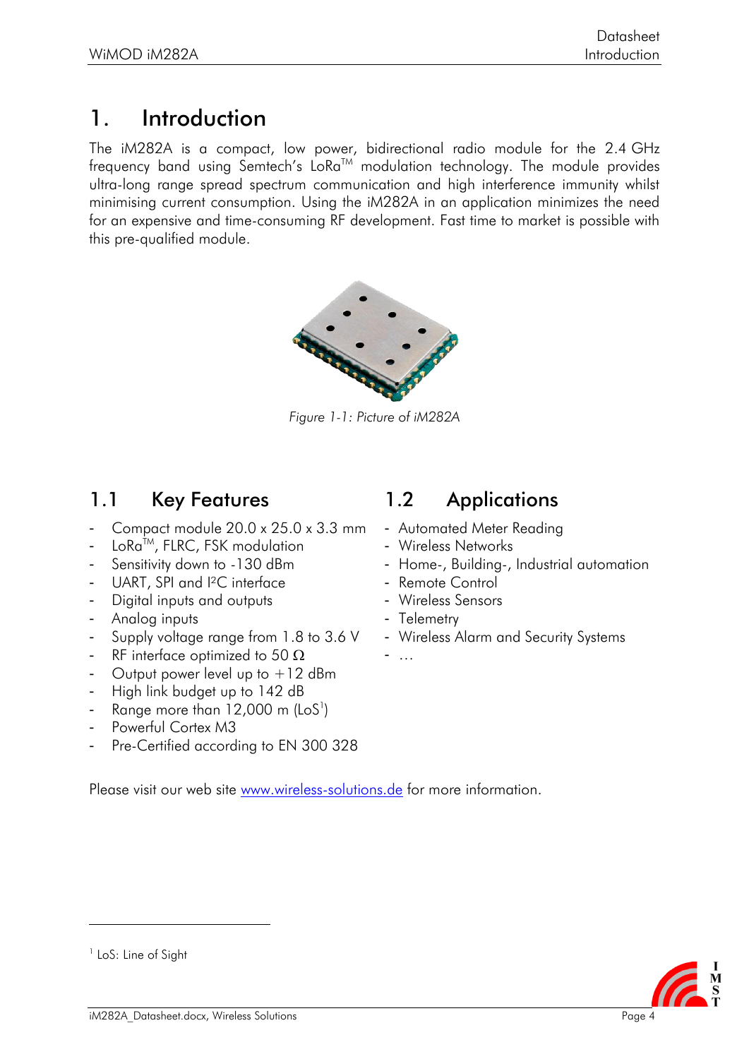# 1. Introduction

The iM282A is a compact, low power, bidirectional radio module for the 2.4 GHz frequency band using Semtech's LoRa™ modulation technology. The module provides ultra-long range spread spectrum communication and high interference immunity whilst minimising current consumption. Using the iM282A in an application minimizes the need for an expensive and time-consuming RF development. Fast time to market is possible with this pre-qualified module.

*Figure 1-1: Picture of iM282A*

## 1.1 Key Features

- Compact module 20.0 x 25.0 x 3.3 mm
- LoRa™, FLRC, FSK modulation
- Sensitivity down to -130 dBm
- UART, SPI and I²C interface
- Digital inputs and outputs
- Analog inputs
- Supply voltage range from 1.8 to 3.6 V
- RF interface optimized to 50 Ω
- Output power level up to +12 dBm
- High link budget up to 142 dB
- Range more than 12,000 m (LoS[1])
- Powerful Cortex M3
- Pre-Certified according to EN 300 328

## 1.2 Applications

- Automated Meter Reading
- Wireless Networks
- Home-, Building-, Industrial automation
- Remote Control
- Wireless Sensors
- Telemetry
- Wireless Alarm and Security Systems
- …

Please visit our web site [www.wireless-solutions.de](http://www.wireless-solutions.de) for more information.

[1] LoS: Line of Sight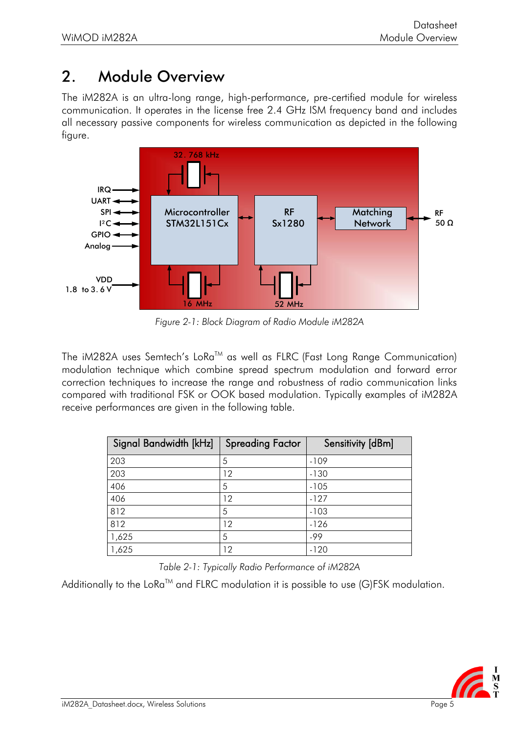# 2. Module Overview

The iM282A is an ultra-long range, high-performance, pre-certified module for wireless communication. It operates in the license free 2.4 GHz ISM frequency band and includes all necessary passive components for wireless communication as depicted in the following figure.

*Figure 2-1: Block Diagram of Radio Module iM282A*

The iM282A uses Semtech's LoRa™ as well as FLRC (Fast Long Range Communication) modulation technique which combine spread spectrum modulation and forward error correction techniques to increase the range and robustness of radio communication links compared with traditional FSK or OOK based modulation. Typically examples of iM282A receive performances are given in the following table.

| Signal Bandwidth [kHz] | Spreading Factor | Sensitivity [dBm] |
|---|---|---|
| 203 | 5 | -109 |
| 203 | 12 | -130 |
| 406 | 5 | -105 |
| 406 | 12 | -127 |
| 812 | 5 | -103 |
| 812 | 12 | -126 |
| 1,625 | 5 | -99 |
| 1,625 | 12 | -120 |

*Table 2-1: Typically Radio Performance of iM282A*

Additionally to the LoRa™ and FLRC modulation it is possible to use (G)FSK modulation.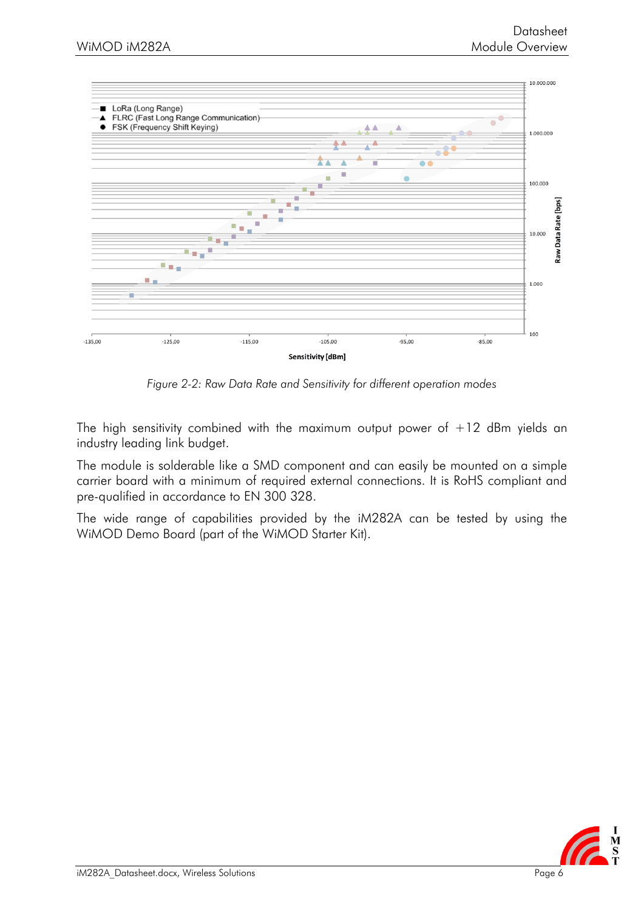Figure 2-2: Raw Data Rate and Sensitivity for different operation modes

The high sensitivity combined with the maximum output power of +12 dBm yields an industry leading link budget.

The module is solderable like a SMD component and can easily be mounted on a simple carrier board with a minimum of required external connections. It is RoHS compliant and pre-qualified in accordance to EN 300 328.

The wide range of capabilities provided by the iM282A can be tested by using the WiMOD Demo Board (part of the WiMOD Starter Kit).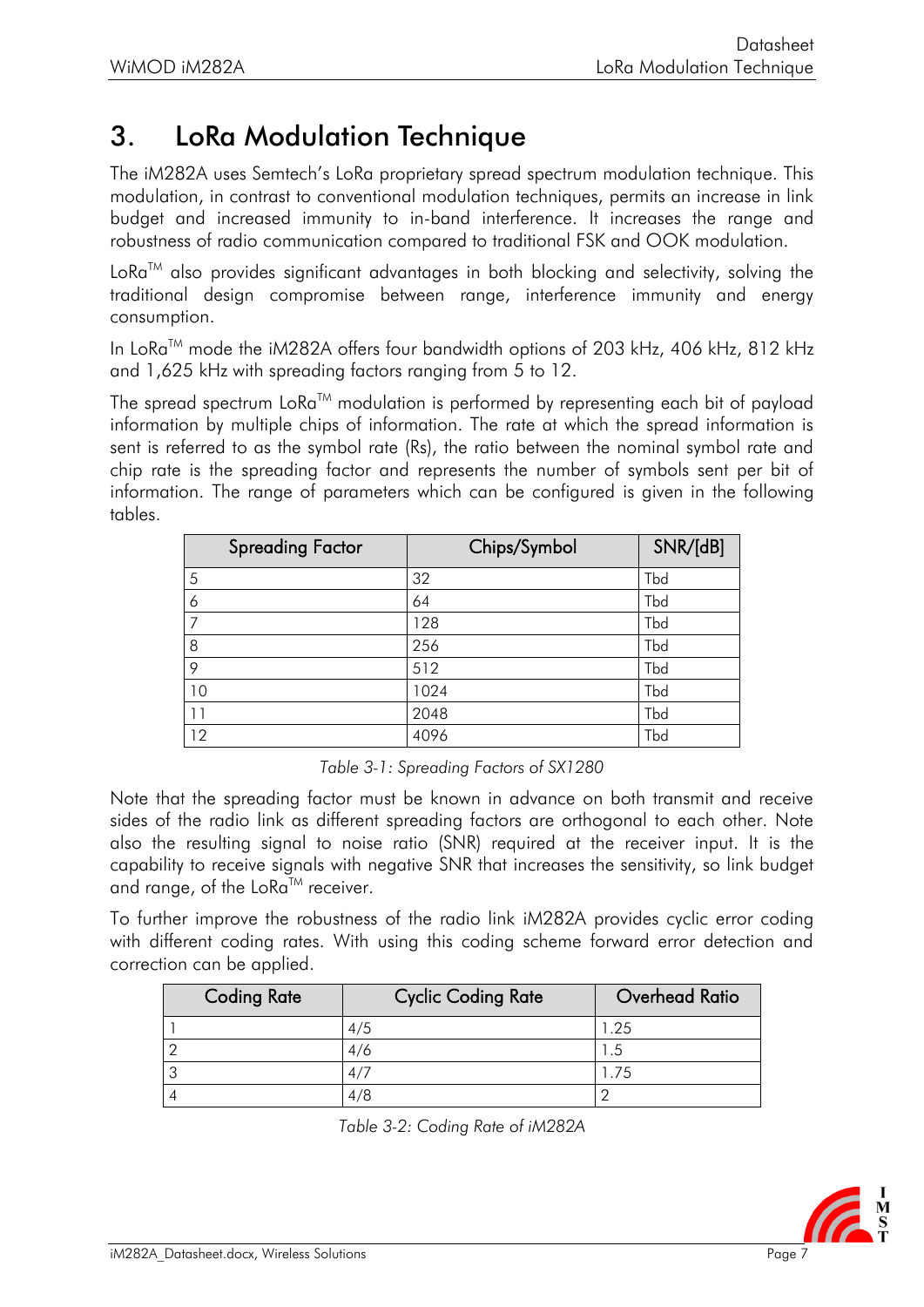# 3. LoRa Modulation Technique

The iM282A uses Semtech's LoRa proprietary spread spectrum modulation technique. This modulation, in contrast to conventional modulation techniques, permits an increase in link budget and increased immunity to in-band interference. It increases the range and robustness of radio communication compared to traditional FSK and OOK modulation.

LoRa™ also provides significant advantages in both blocking and selectivity, solving the traditional design compromise between range, interference immunity and energy consumption.

In LoRa™ mode the iM282A offers four bandwidth options of 203 kHz, 406 kHz, 812 kHz and 1,625 kHz with spreading factors ranging from 5 to 12.

The spread spectrum LoRa™ modulation is performed by representing each bit of payload information by multiple chips of information. The rate at which the spread information is sent is referred to as the symbol rate (Rs), the ratio between the nominal symbol rate and chip rate is the spreading factor and represents the number of symbols sent per bit of information. The range of parameters which can be configured is given in the following tables.

| Spreading Factor | Chips/Symbol | SNR/[dB] |
|---|---|---|
| 5 | 32 | Tbd |
| 6 | 64 | Tbd |
| 7 | 128 | Tbd |
| 8 | 256 | Tbd |
| 9 | 512 | Tbd |
| 10 | 1024 | Tbd |
| 11 | 2048 | Tbd |
| 12 | 4096 | Tbd |

*Table 3-1: Spreading Factors of SX1280*

Note that the spreading factor must be known in advance on both transmit and receive sides of the radio link as different spreading factors are orthogonal to each other. Note also the resulting signal to noise ratio (SNR) required at the receiver input. It is the capability to receive signals with negative SNR that increases the sensitivity, so link budget and range, of the LoRa™ receiver.

To further improve the robustness of the radio link iM282A provides cyclic error coding with different coding rates. With using this coding scheme forward error detection and correction can be applied.

| Coding Rate | Cyclic Coding Rate | Overhead Ratio |
|---|---|---|
| 1 | 4/5 | 1.25 |
| 2 | 4/6 | 1.5 |
| 3 | 4/7 | 1.75 |
| 4 | 4/8 | 2 |

*Table 3-2: Coding Rate of iM282A*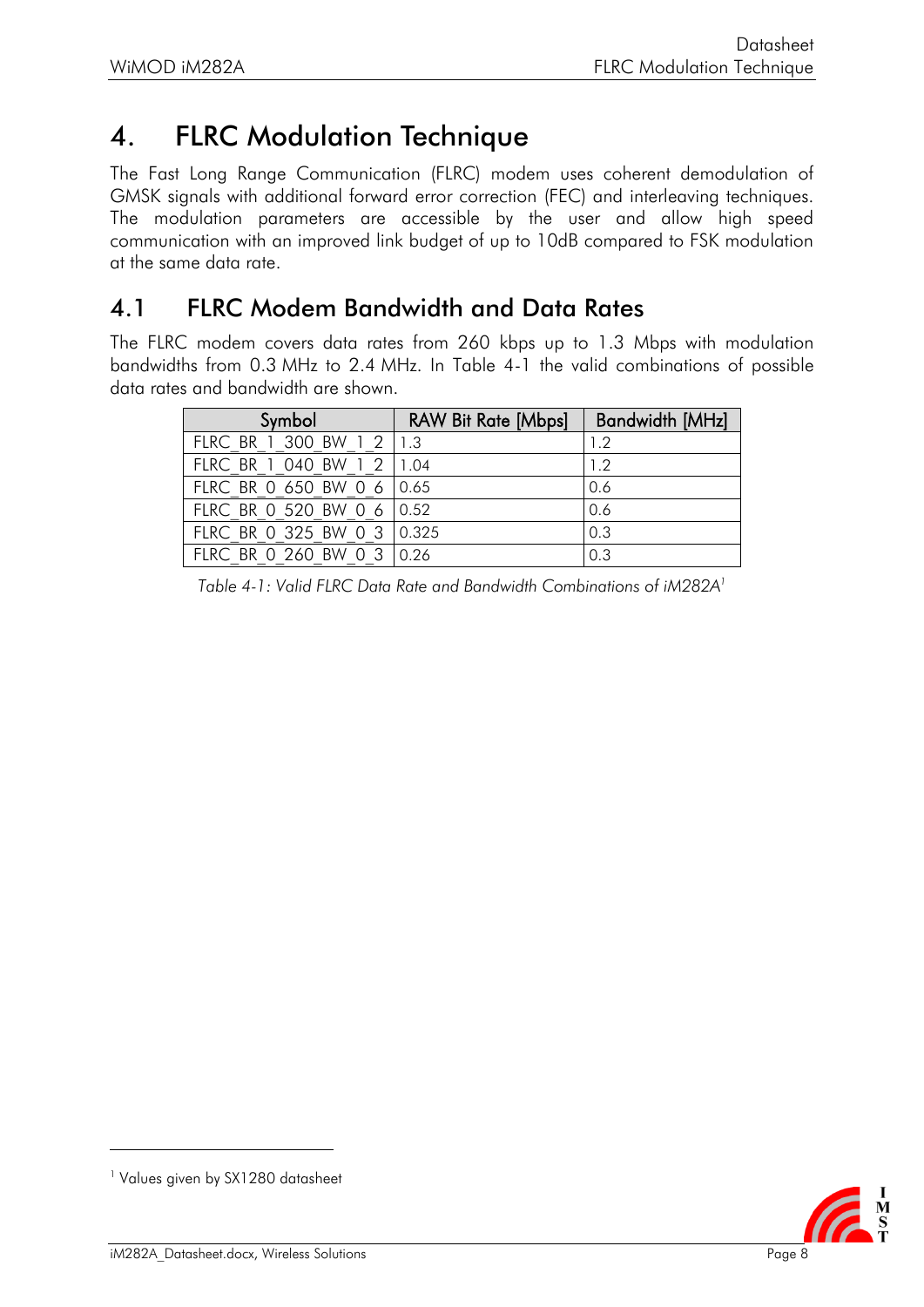# 4. FLRC Modulation Technique

The Fast Long Range Communication (FLRC) modem uses coherent demodulation of GMSK signals with additional forward error correction (FEC) and interleaving techniques. The modulation parameters are accessible by the user and allow high speed communication with an improved link budget of up to 10dB compared to FSK modulation at the same data rate.

## 4.1 FLRC Modem Bandwidth and Data Rates

The FLRC modem covers data rates from 260 kbps up to 1.3 Mbps with modulation bandwidths from 0.3 MHz to 2.4 MHz. In Table 4-1 the valid combinations of possible data rates and bandwidth are shown.

| Symbol | RAW Bit Rate [Mbps] | Bandwidth [MHz] |
|---|---|---|
| FLRC_BR_1_300_BW_1_2 | 1.3 | 1.2 |
| FLRC_BR_1_040_BW_1_2 | 1.04 | 1.2 |
| FLRC_BR_0_650_BW_0_6 | 0.65 | 0.6 |
| FLRC_BR_0_520_BW_0_6 | 0.52 | 0.6 |
| FLRC_BR_0_325_BW_0_3 | 0.325 | 0.3 |
| FLRC_BR_0_260_BW_0_3 | 0.26 | 0.3 |

*Table 4-1: Valid FLRC Data Rate and Bandwidth Combinations of iM282A*[1]

[1] Values given by SX1280 datasheet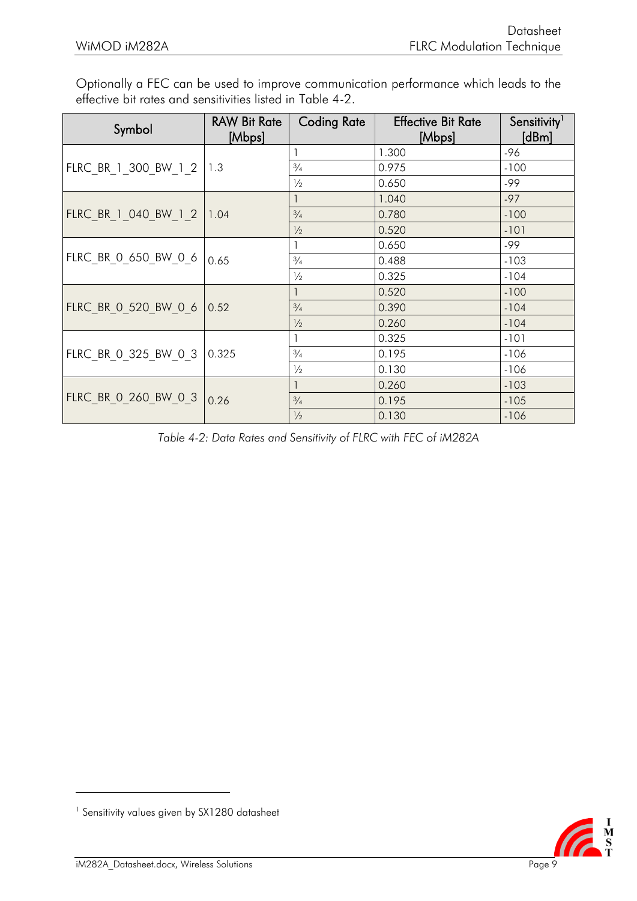Optionally a FEC can be used to improve communication performance which leads to the effective bit rates and sensitivities listed in Table 4-2.

| Symbol | RAW Bit Rate [Mbps] | Coding Rate | Effective Bit Rate [Mbps] | Sensitivity[1] [dBm] |
|---|---|---|---|---|
| FLRC_BR_1_300_BW_1_2 | 1.3 | 1 | 1.300 | -96 |
| | | ¾ | 0.975 | -100 |
| | | ½ | 0.650 | -99 |
| FLRC_BR_1_040_BW_1_2 | 1.04 | 1 | 1.040 | -97 |
| | | ¾ | 0.780 | -100 |
| | | ½ | 0.520 | -101 |
| FLRC_BR_0_650_BW_0_6 | 0.65 | 1 | 0.650 | -99 |
| | | ¾ | 0.488 | -103 |
| | | ½ | 0.325 | -104 |
| FLRC_BR_0_520_BW_0_6 | 0.52 | 1 | 0.520 | -100 |
| | | ¾ | 0.390 | -104 |
| | | ½ | 0.260 | -104 |
| FLRC_BR_0_325_BW_0_3 | 0.325 | 1 | 0.325 | -101 |
| | | ¾ | 0.195 | -106 |
| | | ½ | 0.130 | -106 |
| FLRC_BR_0_260_BW_0_3 | 0.26 | 1 | 0.260 | -103 |
| | | ¾ | 0.195 | -105 |
| | | ½ | 0.130 | -106 |

*Table 4-2: Data Rates and Sensitivity of FLRC with FEC of iM282A*

[1] Sensitivity values given by SX1280 datasheet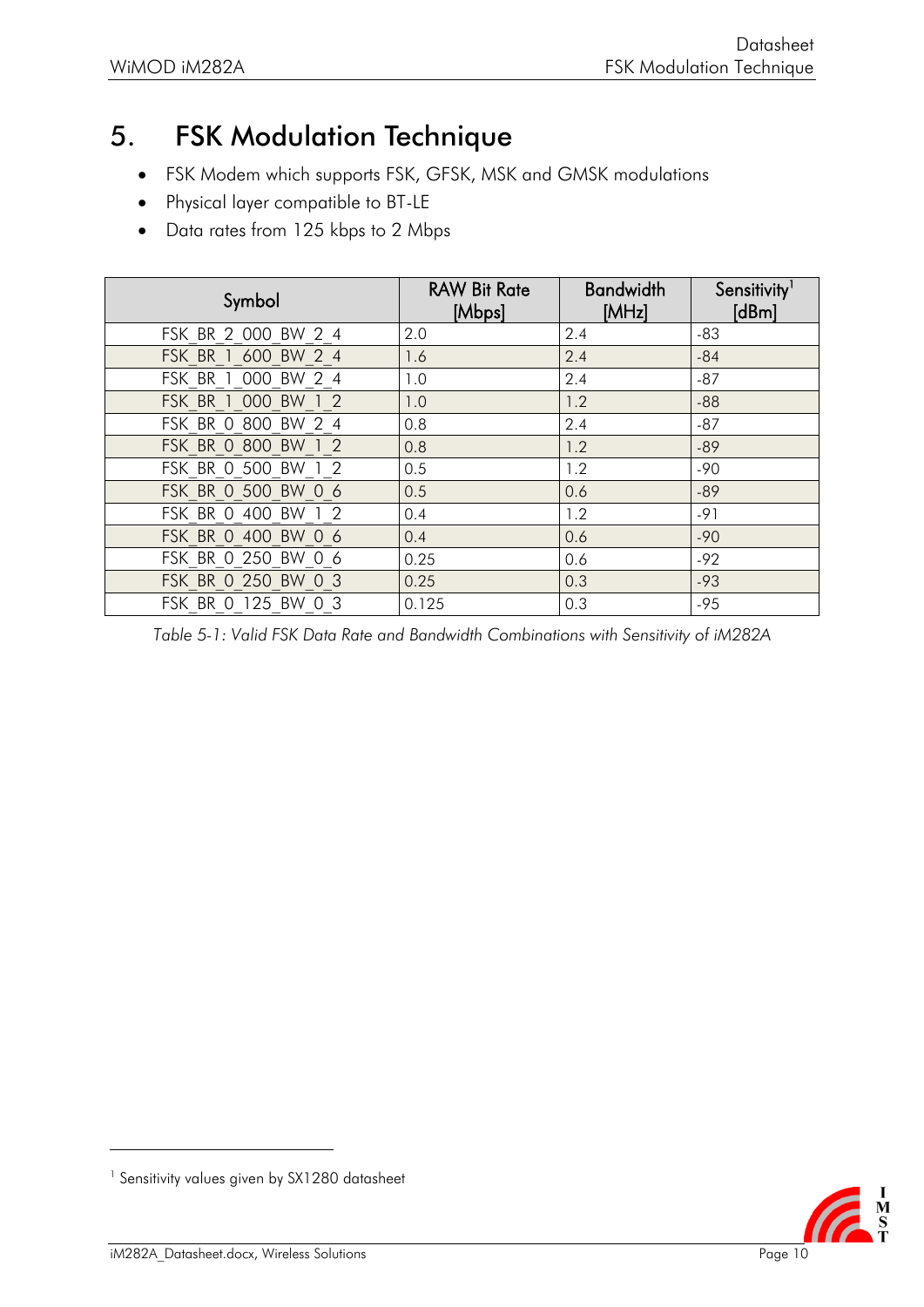# 5. FSK Modulation Technique

- FSK Modem which supports FSK, GFSK, MSK and GMSK modulations
- Physical layer compatible to BT-LE
- Data rates from 125 kbps to 2 Mbps

| Symbol | RAW Bit Rate [Mbps] | Bandwidth [MHz] | Sensitivity[1] [dBm] |
|---|---|---|---|
| FSK_BR_2_000_BW_2_4 | 2.0 | 2.4 | -83 |
| FSK_BR_1_600_BW_2_4 | 1.6 | 2.4 | -84 |
| FSK_BR_1_000_BW_2_4 | 1.0 | 2.4 | -87 |
| FSK_BR_1_000_BW_1_2 | 1.0 | 1.2 | -88 |
| FSK_BR_0_800_BW_2_4 | 0.8 | 2.4 | -87 |
| FSK_BR_0_800_BW_1_2 | 0.8 | 1.2 | -89 |
| FSK_BR_0_500_BW_1_2 | 0.5 | 1.2 | -90 |
| FSK_BR_0_500_BW_0_6 | 0.5 | 0.6 | -89 |
| FSK_BR_0_400_BW_1_2 | 0.4 | 1.2 | -91 |
| FSK_BR_0_400_BW_0_6 | 0.4 | 0.6 | -90 |
| FSK_BR_0_250_BW_0_6 | 0.25 | 0.6 | -92 |
| FSK_BR_0_250_BW_0_3 | 0.25 | 0.3 | -93 |
| FSK_BR_0_125_BW_0_3 | 0.125 | 0.3 | -95 |

*Table 5-1: Valid FSK Data Rate and Bandwidth Combinations with Sensitivity of iM282A*

[1] Sensitivity values given by SX1280 datasheet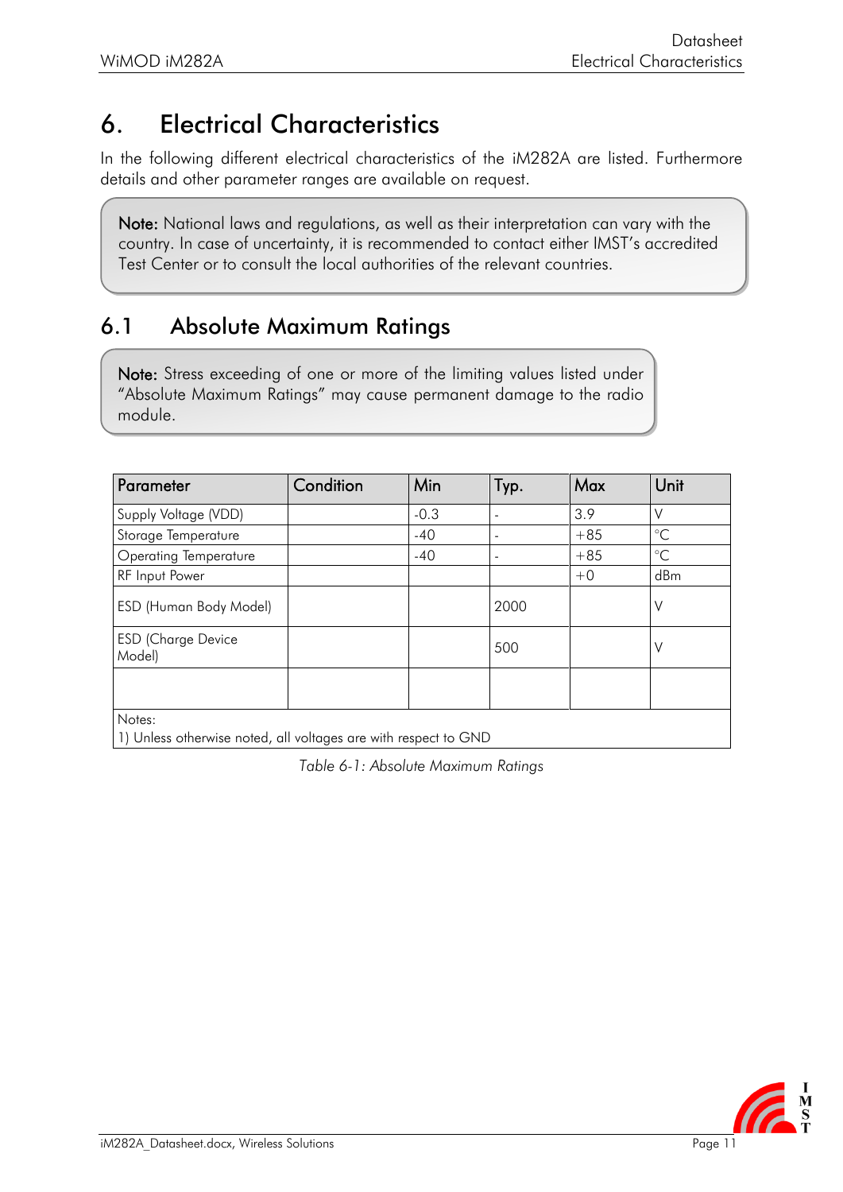# 6. Electrical Characteristics

In the following different electrical characteristics of the iM282A are listed. Furthermore details and other parameter ranges are available on request.

> **Note:** National laws and regulations, as well as their interpretation can vary with the country. In case of uncertainty, it is recommended to contact either IMST's accredited Test Center or to consult the local authorities of the relevant countries.

## 6.1 Absolute Maximum Ratings

> **Note:** Stress exceeding of one or more of the limiting values listed under "Absolute Maximum Ratings" may cause permanent damage to the radio module.

| Parameter | Condition | Min | Typ. | Max | Unit |
|---|---|---|---|---|---|
| Supply Voltage (VDD) | | -0.3 | - | 3.9 | V |
| Storage Temperature | | -40 | - | +85 | °C |
| Operating Temperature | | -40 | - | +85 | °C |
| RF Input Power | | | | +0 | dBm |
| ESD (Human Body Model) | | | 2000 | | V |
| ESD (Charge Device Model) | | | 500 | | V |
| | | | | | |
| Notes:<br>1) Unless otherwise noted, all voltages are with respect to GND | | | | | |

*Table 6-1: Absolute Maximum Ratings*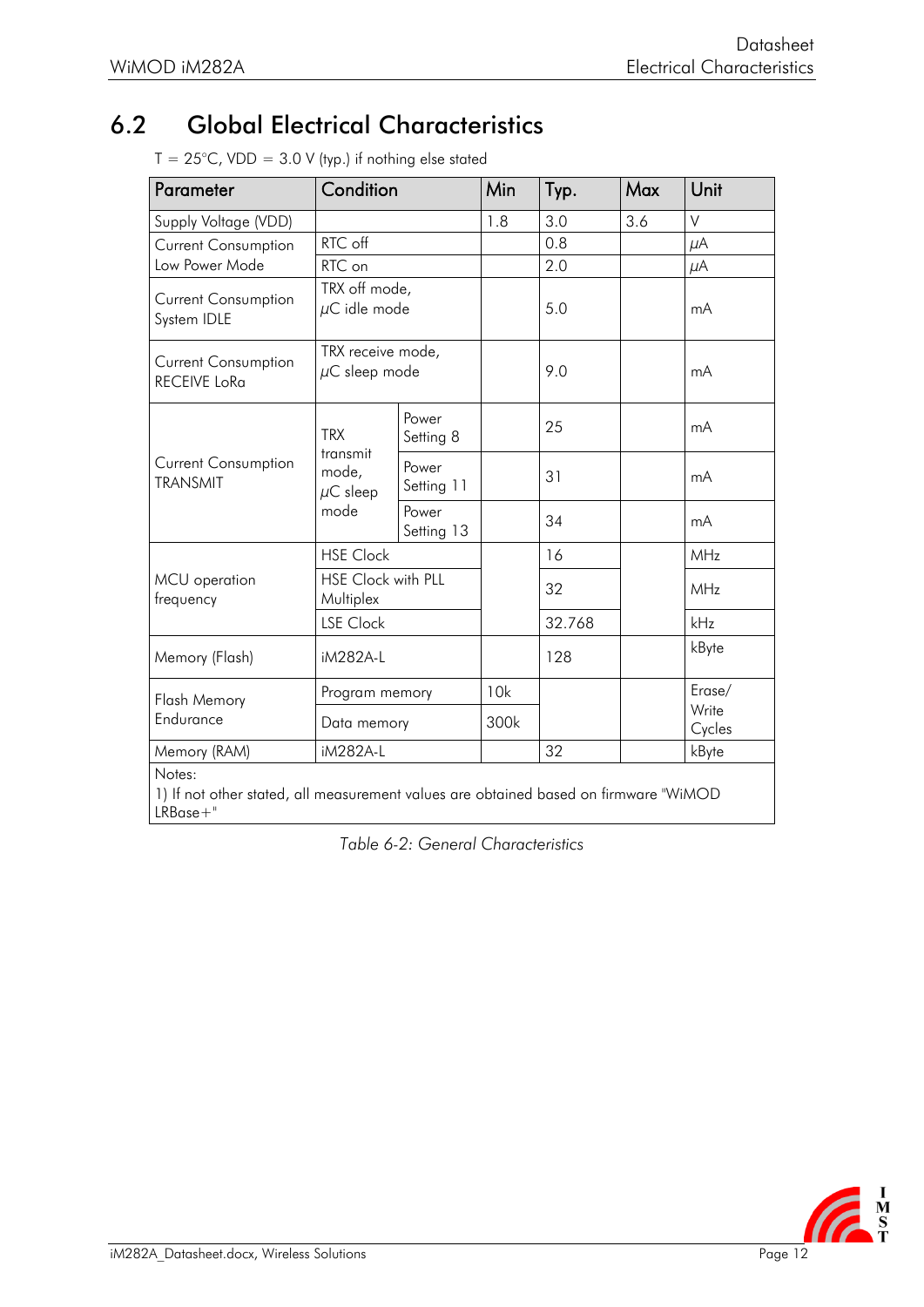## 6.2 Global Electrical Characteristics

T = 25°C, VDD = 3.0 V (typ.) if nothing else stated

| Parameter | Condition | | Min | Typ. | Max | Unit |
|---|---|---|---|---|---|---|
| Supply Voltage (VDD) | | | 1.8 | 3.0 | 3.6 | V |
| Current Consumption Low Power Mode | RTC off | | | 0.8 | | µA |
| | RTC on | | | 2.0 | | µA |
| Current Consumption System IDLE | TRX off mode, µC idle mode | | | 5.0 | | mA |
| Current Consumption RECEIVE LoRa | TRX receive mode, µC sleep mode | | | 9.0 | | mA |
| Current Consumption TRANSMIT | TRX transmit mode, µC sleep mode | Power Setting 8 | | 25 | | mA |
| | | Power Setting 11 | | 31 | | mA |
| | | Power Setting 13 | | 34 | | mA |
| MCU operation frequency | HSE Clock | | | 16 | | MHz |
| | HSE Clock with PLL Multiplex | | | 32 | | MHz |
| | LSE Clock | | | 32.768 | | kHz |
| Memory (Flash) | iM282A-L | | | 128 | | kByte |
| Flash Memory Endurance | Program memory | | 10k | | | Erase/ Write Cycles |
| | Data memory | | 300k | | | |
| Memory (RAM) | iM282A-L | | | 32 | | kByte |

Notes:
1) If not other stated, all measurement values are obtained based on firmware "WiMOD LRBase+"

*Table 6-2: General Characteristics*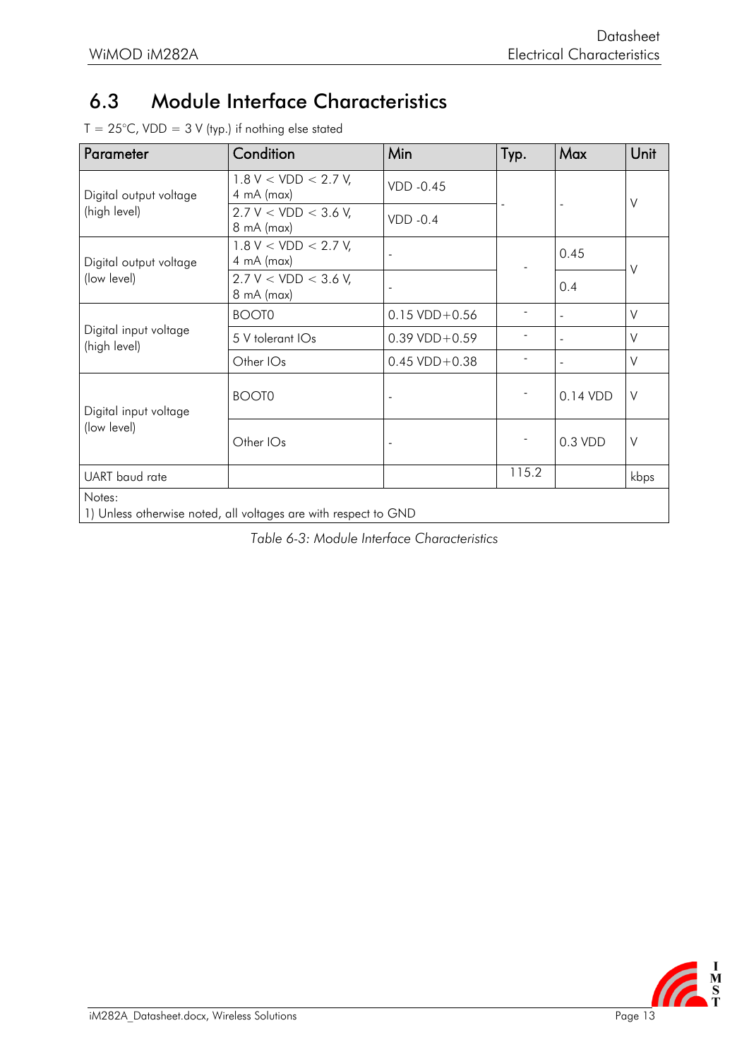## 6.3 Module Interface Characteristics

T = 25°C, VDD = 3 V (typ.) if nothing else stated

| Parameter | Condition | Min | Typ. | Max | Unit |
|---|---|---|---|---|---|
| Digital output voltage (high level) | 1.8 V < VDD < 2.7 V, 4 mA (max) | VDD -0.45 | - | - | V |
| | 2.7 V < VDD < 3.6 V, 8 mA (max) | VDD -0.4 | | | |
| Digital output voltage (low level) | 1.8 V < VDD < 2.7 V, 4 mA (max) | - | - | 0.45 | V |
| | 2.7 V < VDD < 3.6 V, 8 mA (max) | - | | 0.4 | |
| Digital input voltage (high level) | BOOT0 | 0.15 VDD+0.56 | - | - | V |
| | 5 V tolerant IOs | 0.39 VDD+0.59 | - | - | V |
| | Other IOs | 0.45 VDD+0.38 | - | - | V |
| Digital input voltage (low level) | BOOT0 | - | - | 0.14 VDD | V |
| | Other IOs | - | - | 0.3 VDD | V |
| UART baud rate | | | 115.2 | | kbps |
| Notes: 1) Unless otherwise noted, all voltages are with respect to GND | | | | | |

*Table 6-3: Module Interface Characteristics*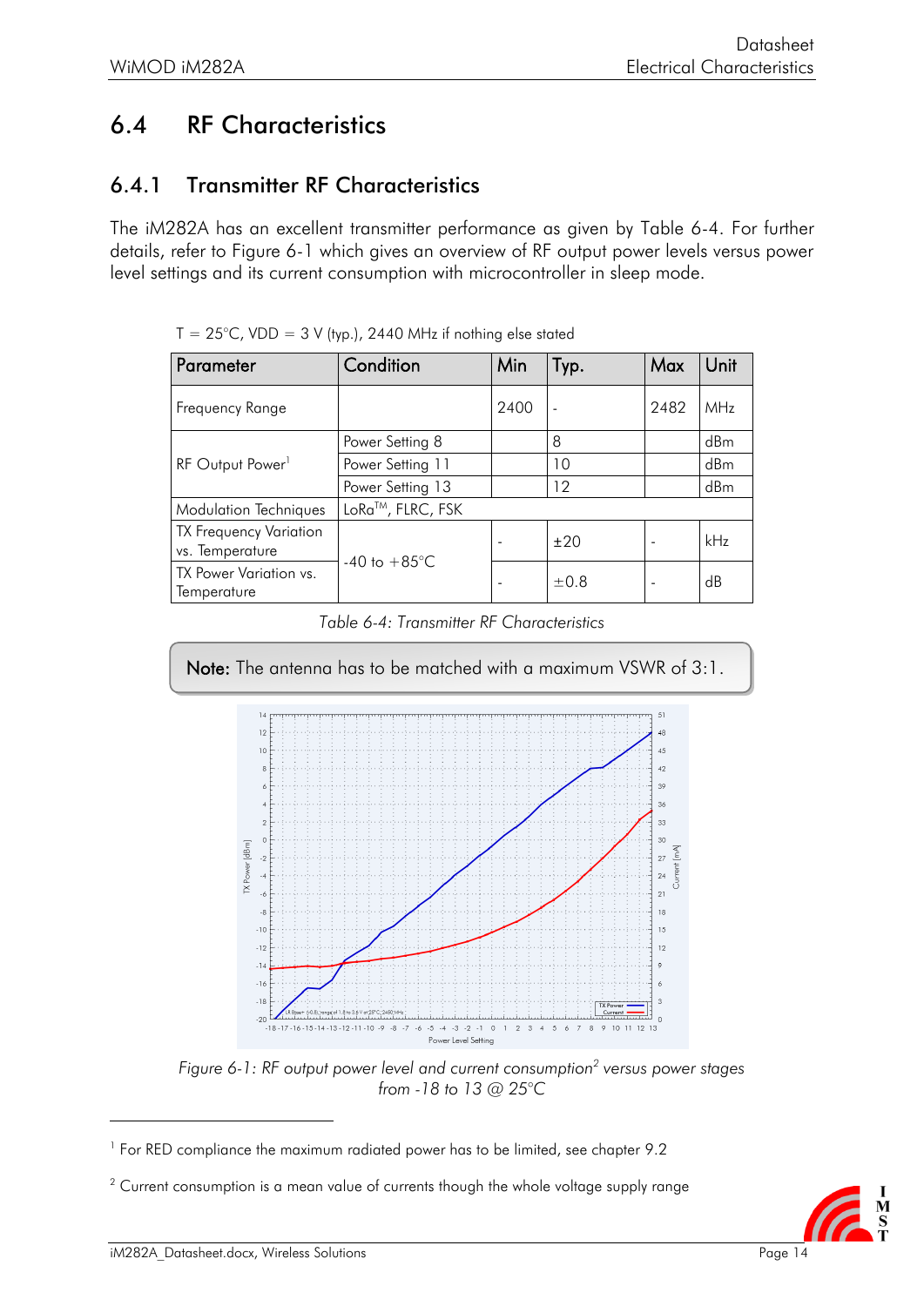## 6.4 RF Characteristics

### 6.4.1 Transmitter RF Characteristics

The iM282A has an excellent transmitter performance as given by Table 6-4. For further details, refer to Figure 6-1 which gives an overview of RF output power levels versus power level settings and its current consumption with microcontroller in sleep mode.

T = 25°C, VDD = 3 V (typ.), 2440 MHz if nothing else stated

| Parameter | Condition | Min | Typ. | Max | Unit |
|---|---|---|---|---|---|
| Frequency Range | | 2400 | - | 2482 | MHz |
| RF Output Power[1] | Power Setting 8 | | 8 | | dBm |
| | Power Setting 11 | | 10 | | dBm |
| | Power Setting 13 | | 12 | | dBm |
| Modulation Techniques | LoRa™, FLRC, FSK | | | | |
| TX Frequency Variation vs. Temperature | -40 to +85°C | - | ±20 | - | kHz |
| TX Power Variation vs. Temperature | -40 to +85°C | - | ±0.8 | - | dB |

*Table 6-4: Transmitter RF Characteristics*

**Note:** The antenna has to be matched with a maximum VSWR of 3:1.

*Figure 6-1: RF output power level and current consumption[2] versus power stages from -18 to 13 @ 25°C*

[1] For RED compliance the maximum radiated power has to be limited, see chapter 9.2

[2] Current consumption is a mean value of currents though the whole voltage supply range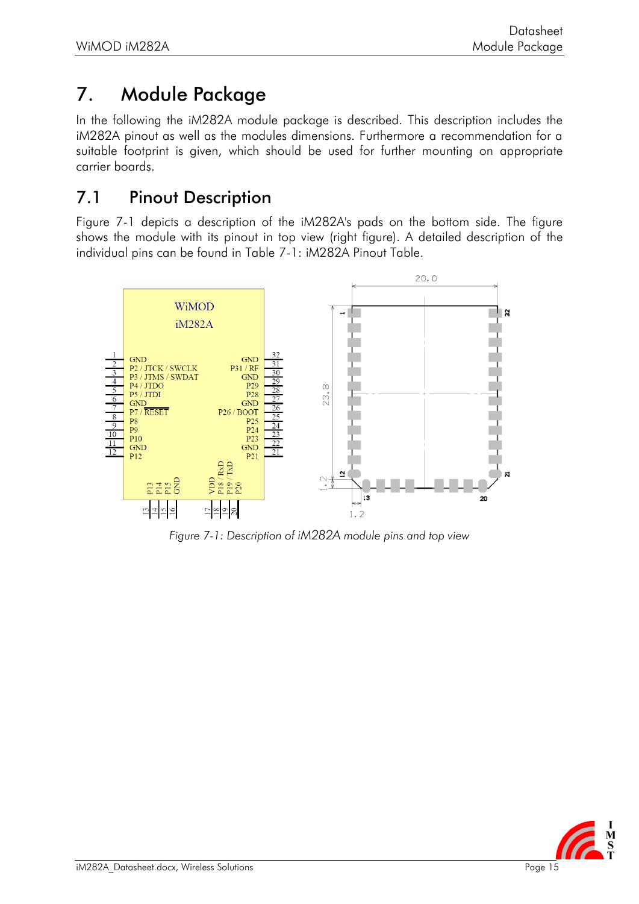# 7. Module Package

In the following the iM282A module package is described. This description includes the iM282A pinout as well as the modules dimensions. Furthermore a recommendation for a suitable footprint is given, which should be used for further mounting on appropriate carrier boards.

## 7.1 Pinout Description

Figure 7-1 depicts a description of the iM282A's pads on the bottom side. The figure shows the module with its pinout in top view (right figure). A detailed description of the individual pins can be found in Table 7-1: iM282A Pinout Table.

*Figure 7-1: Description of iM282A module pins and top view*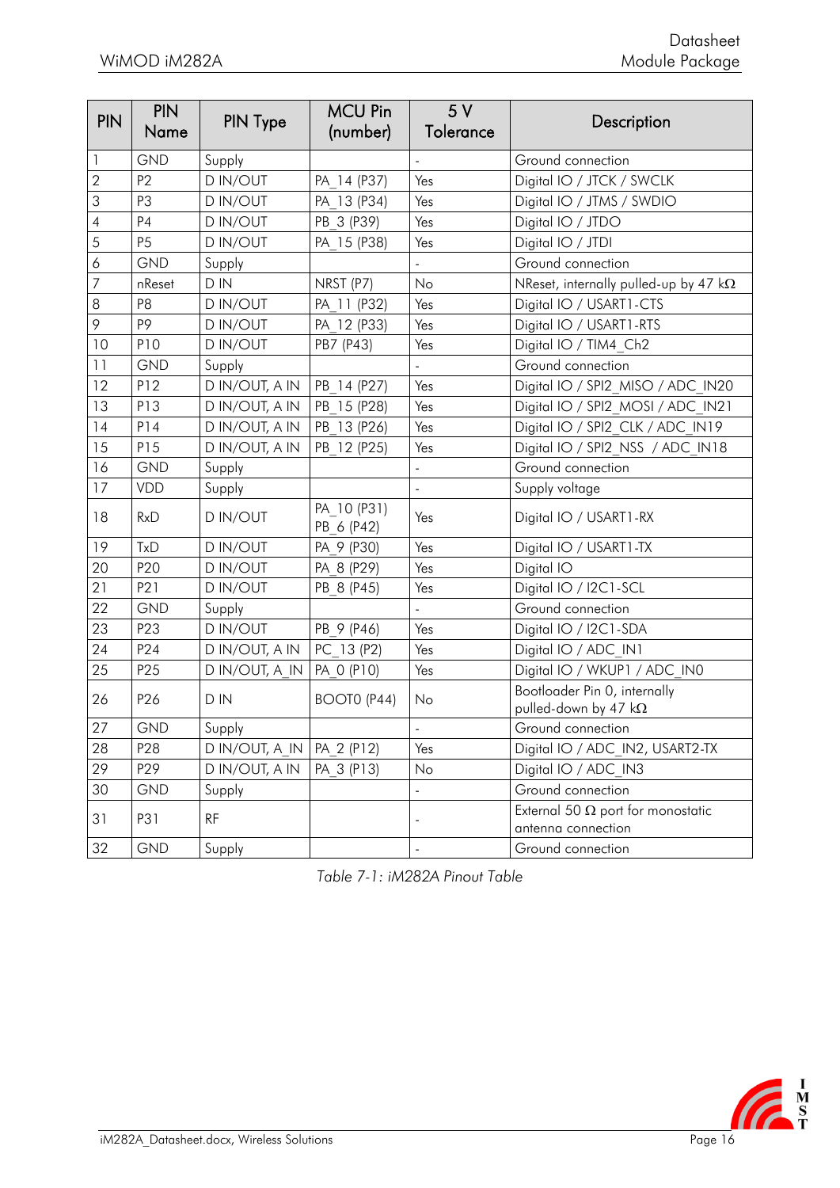| PIN | PIN Name | PIN Type | MCU Pin (number) | 5 V Tolerance | Description |
|---|---|---|---|---|---|
| 1 | GND | Supply | | - | Ground connection |
| 2 | P2 | D IN/OUT | PA_14 (P37) | Yes | Digital IO / JTCK / SWCLK |
| 3 | P3 | D IN/OUT | PA_13 (P34) | Yes | Digital IO / JTMS / SWDIO |
| 4 | P4 | D IN/OUT | PB_3 (P39) | Yes | Digital IO / JTDO |
| 5 | P5 | D IN/OUT | PA_15 (P38) | Yes | Digital IO / JTDI |
| 6 | GND | Supply | | - | Ground connection |
| 7 | nReset | D IN | NRST (P7) | No | NReset, internally pulled-up by 47 kΩ |
| 8 | P8 | D IN/OUT | PA_11 (P32) | Yes | Digital IO / USART1-CTS |
| 9 | P9 | D IN/OUT | PA_12 (P33) | Yes | Digital IO / USART1-RTS |
| 10 | P10 | D IN/OUT | PB7 (P43) | Yes | Digital IO / TIM4_Ch2 |
| 11 | GND | Supply | | - | Ground connection |
| 12 | P12 | D IN/OUT, A IN | PB_14 (P27) | Yes | Digital IO / SPI2_MISO / ADC_IN20 |
| 13 | P13 | D IN/OUT, A IN | PB_15 (P28) | Yes | Digital IO / SPI2_MOSI / ADC_IN21 |
| 14 | P14 | D IN/OUT, A IN | PB_13 (P26) | Yes | Digital IO / SPI2_CLK / ADC_IN19 |
| 15 | P15 | D IN/OUT, A IN | PB_12 (P25) | Yes | Digital IO / SPI2_NSS / ADC_IN18 |
| 16 | GND | Supply | | - | Ground connection |
| 17 | VDD | Supply | | - | Supply voltage |
| 18 | RxD | D IN/OUT | PA_10 (P31) PB_6 (P42) | Yes | Digital IO / USART1-RX |
| 19 | TxD | D IN/OUT | PA_9 (P30) | Yes | Digital IO / USART1-TX |
| 20 | P20 | D IN/OUT | PA_8 (P29) | Yes | Digital IO |
| 21 | P21 | D IN/OUT | PB_8 (P45) | Yes | Digital IO / I2C1-SCL |
| 22 | GND | Supply | | - | Ground connection |
| 23 | P23 | D IN/OUT | PB_9 (P46) | Yes | Digital IO / I2C1-SDA |
| 24 | P24 | D IN/OUT, A IN | PC_13 (P2) | Yes | Digital IO / ADC_IN1 |
| 25 | P25 | D IN/OUT, A_IN | PA_0 (P10) | Yes | Digital IO / WKUP1 / ADC_IN0 |
| 26 | P26 | D IN | BOOT0 (P44) | No | Bootloader Pin 0, internally pulled-down by 47 kΩ |
| 27 | GND | Supply | | - | Ground connection |
| 28 | P28 | D IN/OUT, A_IN | PA_2 (P12) | Yes | Digital IO / ADC_IN2, USART2-TX |
| 29 | P29 | D IN/OUT, A IN | PA_3 (P13) | No | Digital IO / ADC_IN3 |
| 30 | GND | Supply | | - | Ground connection |
| 31 | P31 | RF | | - | External 50 Ω port for monostatic antenna connection |
| 32 | GND | Supply | | - | Ground connection |

*Table 7-1: iM282A Pinout Table*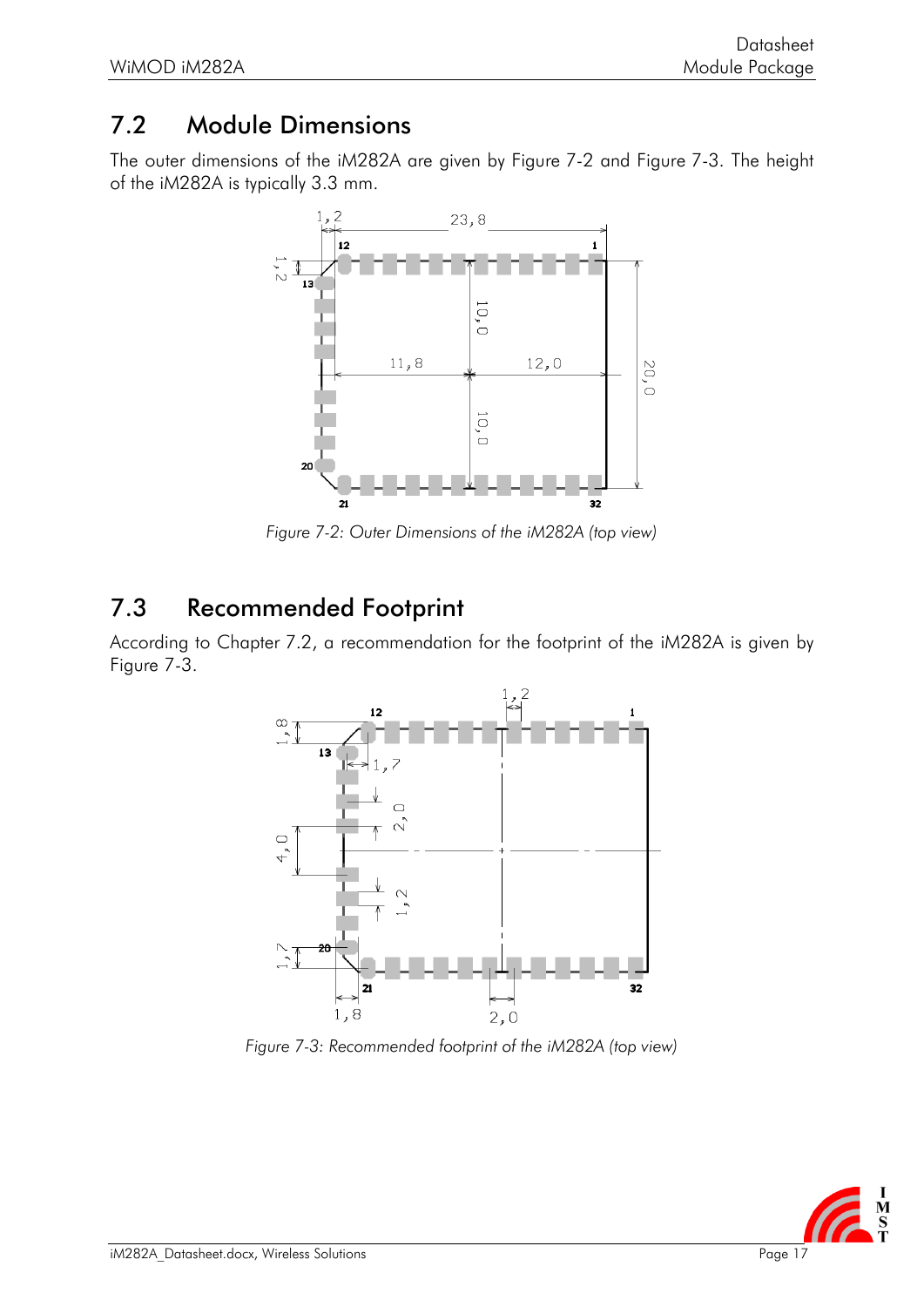## 7.2 Module Dimensions

The outer dimensions of the iM282A are given by Figure 7-2 and Figure 7-3. The height of the iM282A is typically 3.3 mm.

*Figure 7-2: Outer Dimensions of the iM282A (top view)*

## 7.3 Recommended Footprint

According to Chapter 7.2, a recommendation for the footprint of the iM282A is given by Figure 7-3.

*Figure 7-3: Recommended footprint of the iM282A (top view)*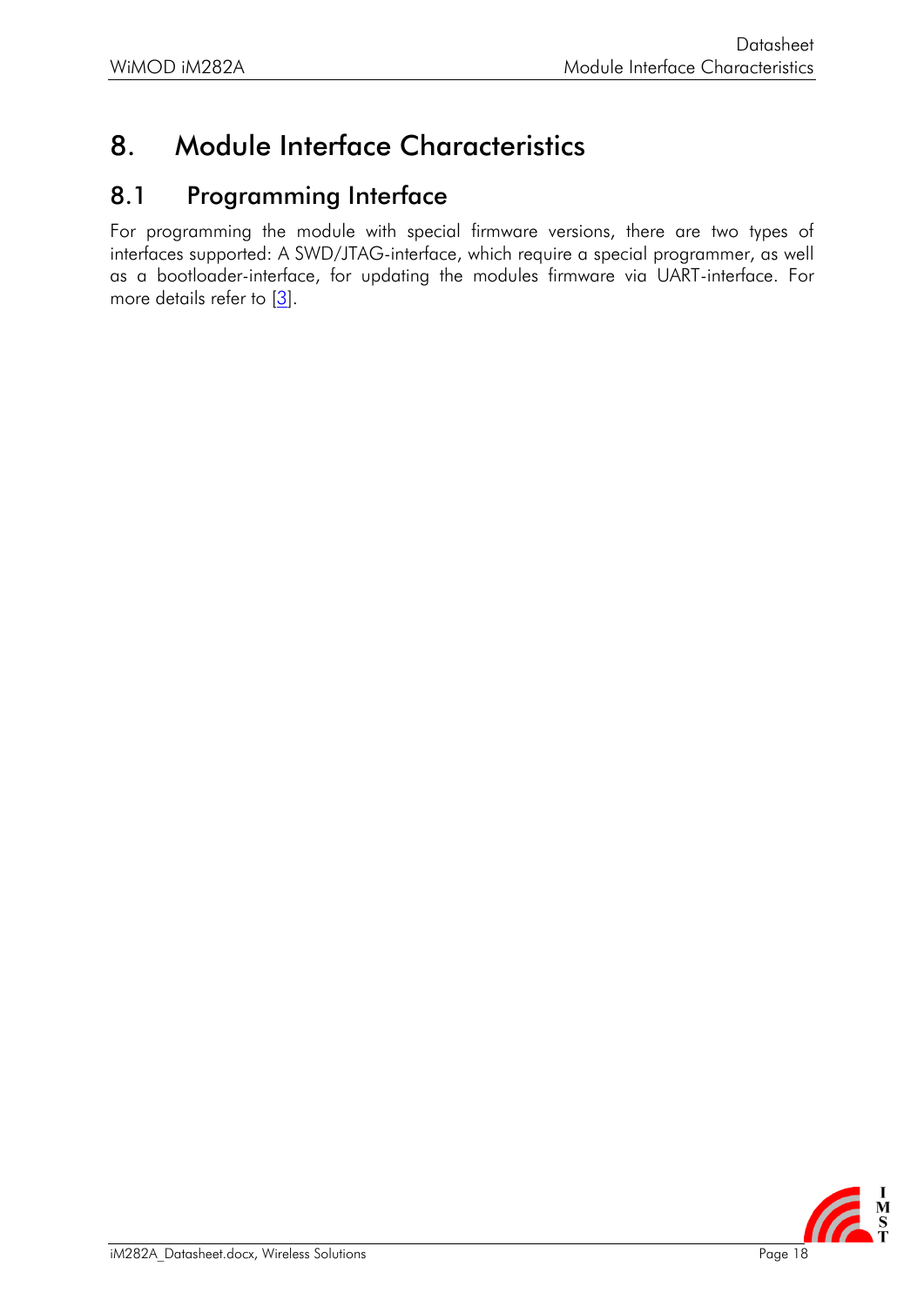# 8. Module Interface Characteristics

## 8.1 Programming Interface

For programming the module with special firmware versions, there are two types of interfaces supported: A SWD/JTAG-interface, which require a special programmer, as well as a bootloader-interface, for updating the modules firmware via UART-interface. For more details refer to [3].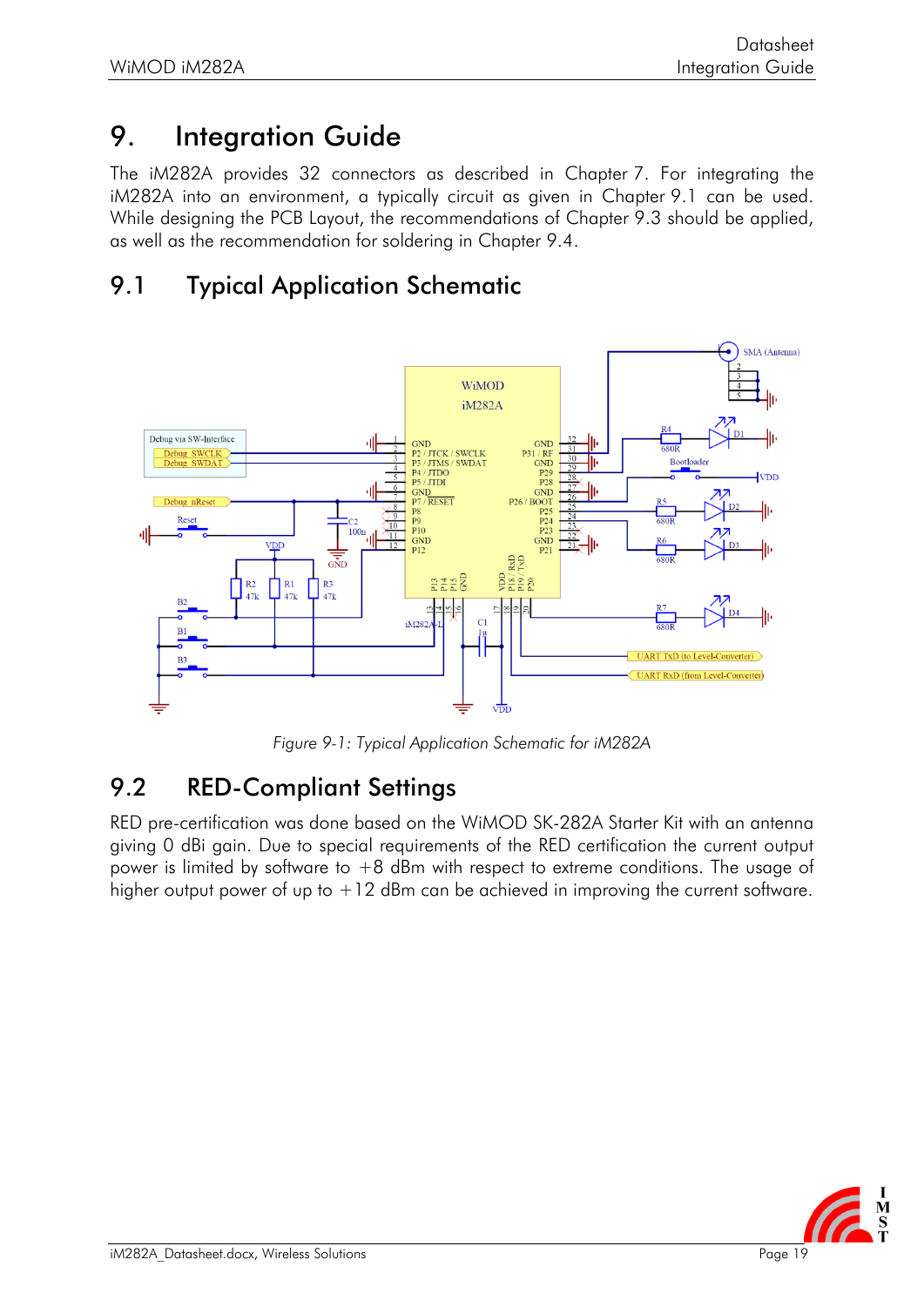# 9. Integration Guide

The iM282A provides 32 connectors as described in Chapter 7. For integrating the iM282A into an environment, a typically circuit as given in Chapter 9.1 can be used. While designing the PCB Layout, the recommendations of Chapter 9.3 should be applied, as well as the recommendation for soldering in Chapter 9.4.

## 9.1 Typical Application Schematic

*Figure 9-1: Typical Application Schematic for iM282A*

## 9.2 RED-Compliant Settings

RED pre-certification was done based on the WiMOD SK-282A Starter Kit with an antenna giving 0 dBi gain. Due to special requirements of the RED certification the current output power is limited by software to +8 dBm with respect to extreme conditions. The usage of higher output power of up to +12 dBm can be achieved in improving the current software.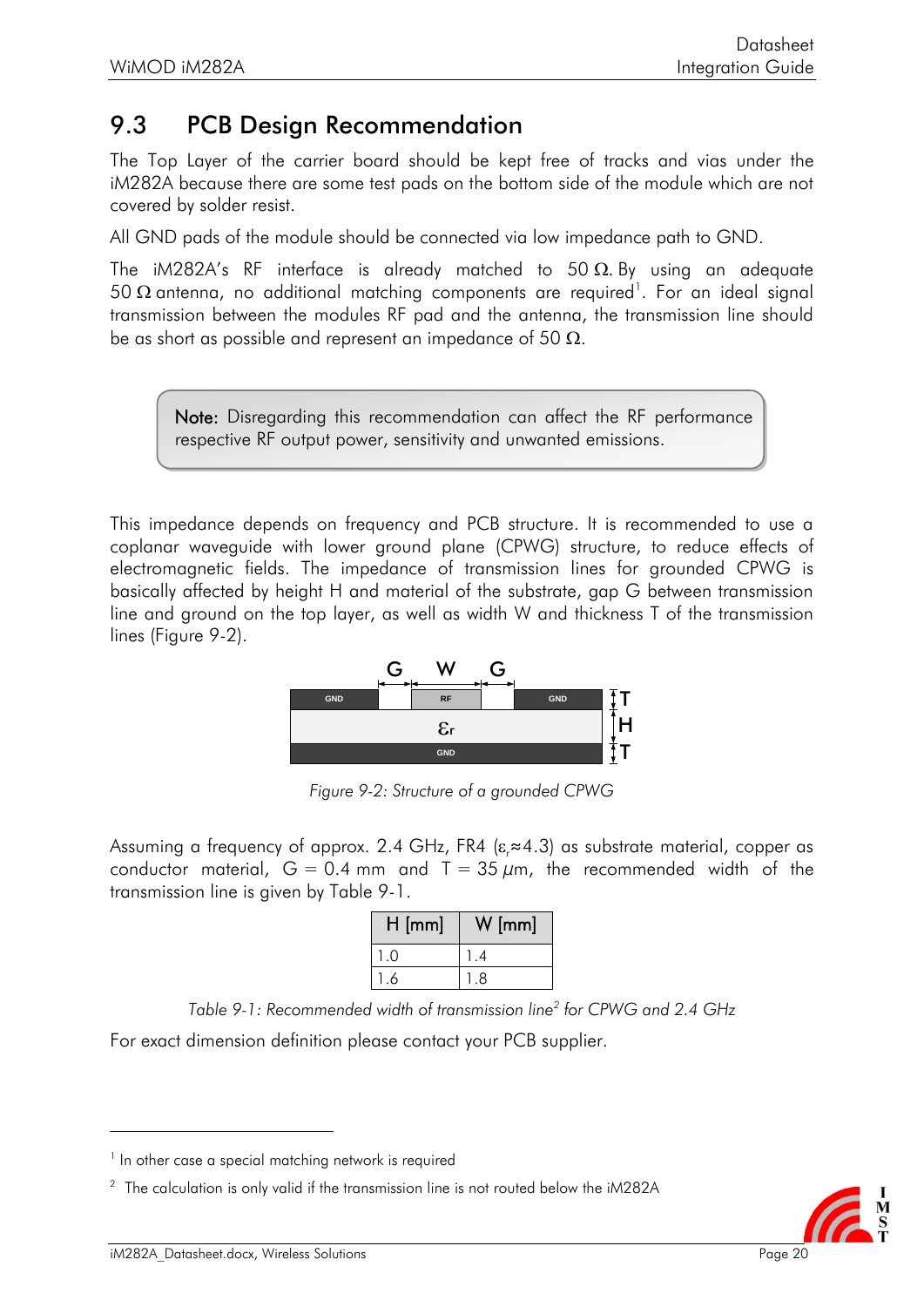## 9.3 PCB Design Recommendation

The Top Layer of the carrier board should be kept free of tracks and vias under the iM282A because there are some test pads on the bottom side of the module which are not covered by solder resist.

All GND pads of the module should be connected via low impedance path to GND.

The iM282A's RF interface is already matched to 50 Ω. By using an adequate 50 Ω antenna, no additional matching components are required[1]. For an ideal signal transmission between the modules RF pad and the antenna, the transmission line should be as short as possible and represent an impedance of 50 Ω.

> **Note:** Disregarding this recommendation can affect the RF performance respective RF output power, sensitivity and unwanted emissions.

This impedance depends on frequency and PCB structure. It is recommended to use a coplanar waveguide with lower ground plane (CPWG) structure, to reduce effects of electromagnetic fields. The impedance of transmission lines for grounded CPWG is basically affected by height H and material of the substrate, gap G between transmission line and ground on the top layer, as well as width W and thickness T of the transmission lines (Figure 9-2).

*Figure 9-2: Structure of a grounded CPWG*

Assuming a frequency of approx. 2.4 GHz, FR4 ($\varepsilon_r \approx 4.3$) as substrate material, copper as conductor material, G = 0.4 mm and T = 35 $\mu$m, the recommended width of the transmission line is given by Table 9-1.

| H [mm] | W [mm] |
|---|---|
| 1.0 | 1.4 |
| 1.6 | 1.8 |

*Table 9-1: Recommended width of transmission line[2] for CPWG and 2.4 GHz*

For exact dimension definition please contact your PCB supplier.

---

[1] In other case a special matching network is required

[2] The calculation is only valid if the transmission line is not routed below the iM282A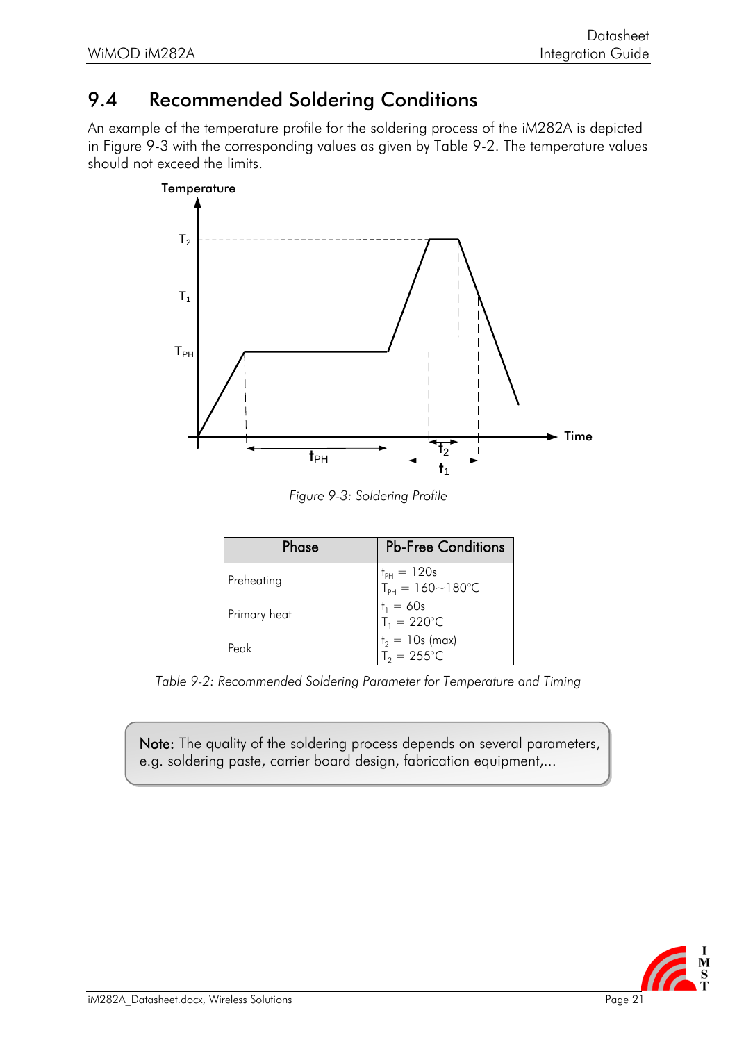## 9.4 Recommended Soldering Conditions

An example of the temperature profile for the soldering process of the iM282A is depicted in Figure 9-3 with the corresponding values as given by Table 9-2. The temperature values should not exceed the limits.

*Figure 9-3: Soldering Profile*

| Phase | Pb-Free Conditions |
|---|---|
| Preheating | $t_{PH}$ = 120s<br>$T_{PH}$ = 160~180°C |
| Primary heat | $t_1$ = 60s<br>$T_1$ = 220°C |
| Peak | $t_2$ = 10s (max)<br>$T_2$ = 255°C |

*Table 9-2: Recommended Soldering Parameter for Temperature and Timing*

**Note:** The quality of the soldering process depends on several parameters, e.g. soldering paste, carrier board design, fabrication equipment,...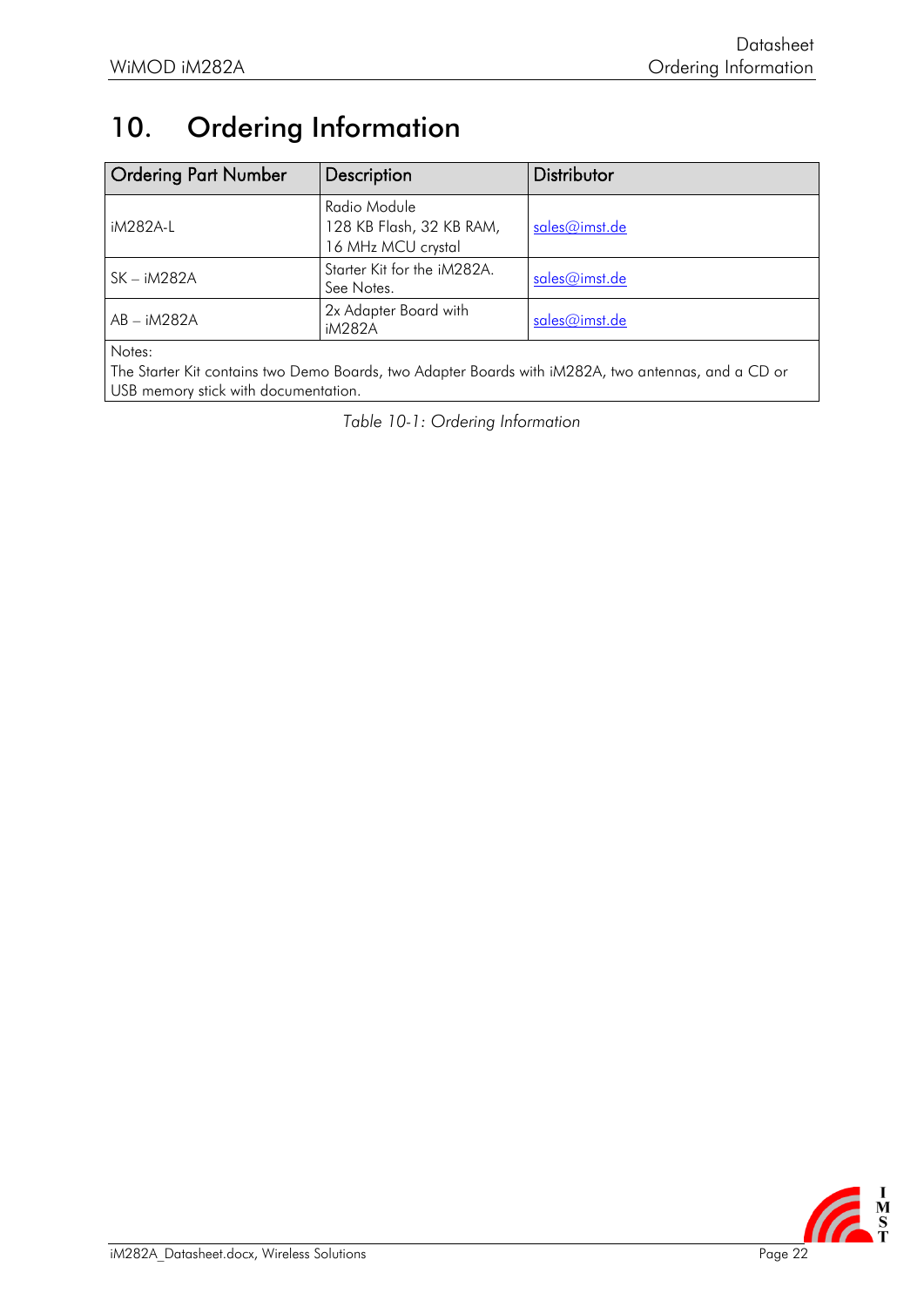# 10. Ordering Information

| Ordering Part Number | Description | Distributor |
|---|---|---|
| iM282A-L | Radio Module<br>128 KB Flash, 32 KB RAM,<br>16 MHz MCU crystal | sales@imst.de |
| SK – iM282A | Starter Kit for the iM282A.<br>See Notes. | sales@imst.de |
| AB – iM282A | 2x Adapter Board with iM282A | sales@imst.de |
| Notes:<br>The Starter Kit contains two Demo Boards, two Adapter Boards with iM282A, two antennas, and a CD or USB memory stick with documentation. | | |

*Table 10-1: Ordering Information*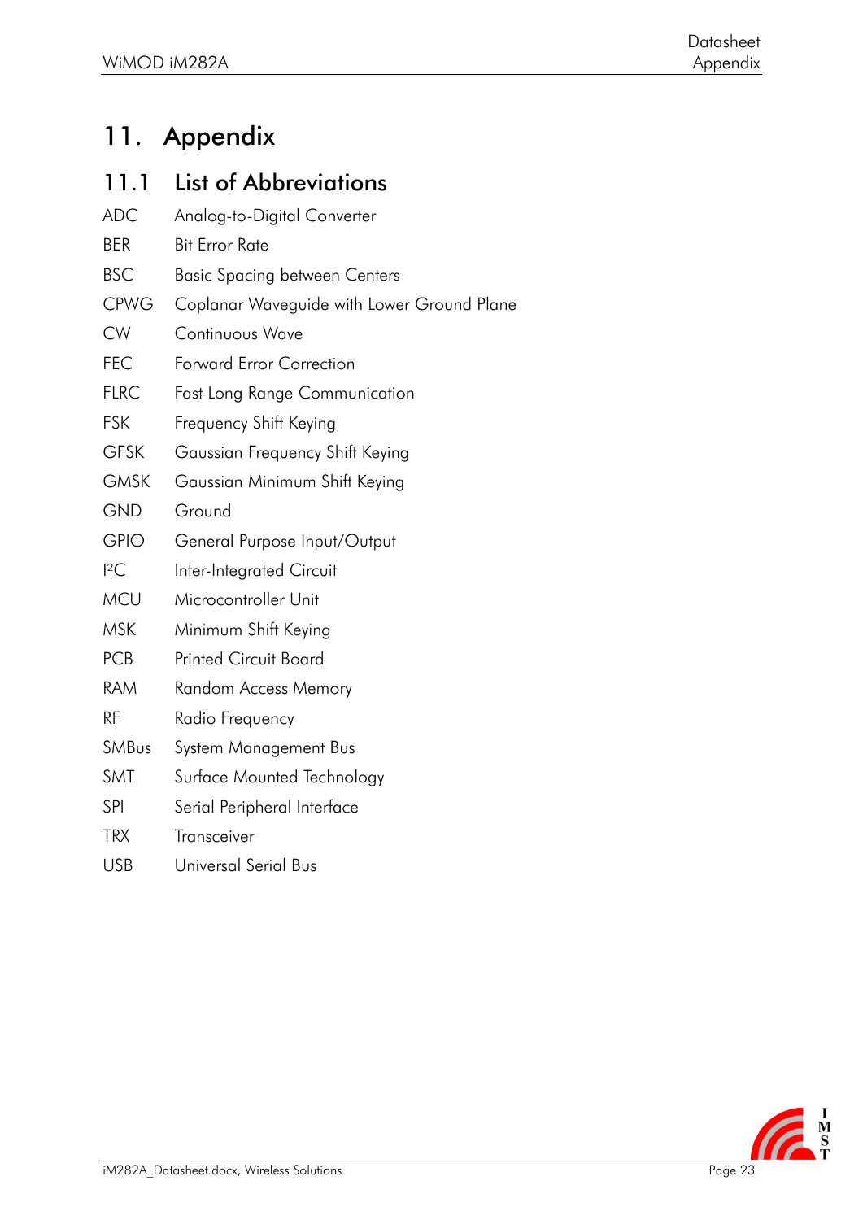# 11. Appendix

## 11.1 List of Abbreviations

| | |
|---|---|
| ADC | Analog-to-Digital Converter |
| BER | Bit Error Rate |
| BSC | Basic Spacing between Centers |
| CPWG | Coplanar Waveguide with Lower Ground Plane |
| CW | Continuous Wave |
| FEC | Forward Error Correction |
| FLRC | Fast Long Range Communication |
| FSK | Frequency Shift Keying |
| GFSK | Gaussian Frequency Shift Keying |
| GMSK | Gaussian Minimum Shift Keying |
| GND | Ground |
| GPIO | General Purpose Input/Output |
| $I^2C$ | Inter-Integrated Circuit |
| MCU | Microcontroller Unit |
| MSK | Minimum Shift Keying |
| PCB | Printed Circuit Board |
| RAM | Random Access Memory |
| RF | Radio Frequency |
| SMBus | System Management Bus |
| SMT | Surface Mounted Technology |
| SPI | Serial Peripheral Interface |
| TRX | Transceiver |
| USB | Universal Serial Bus |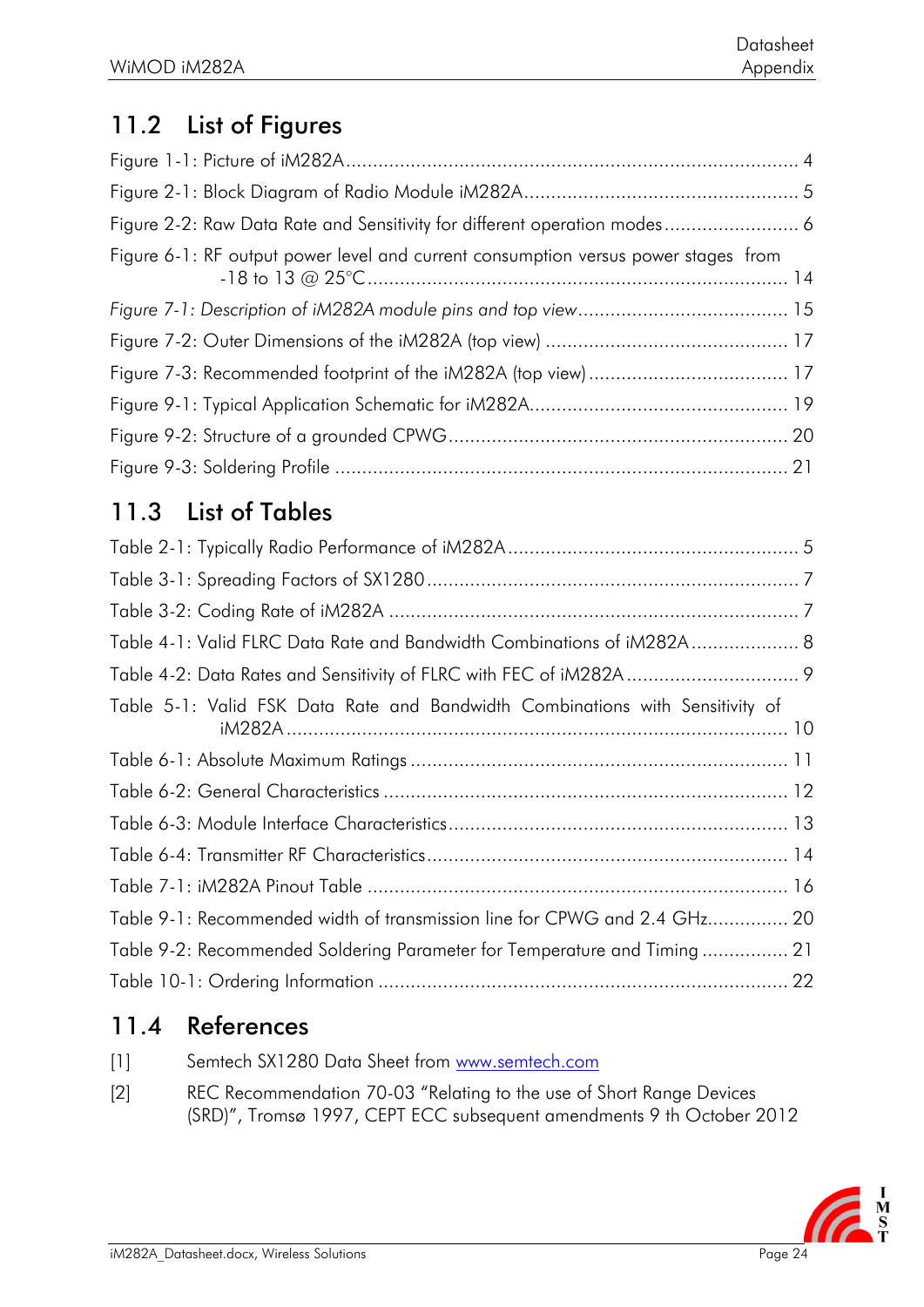## 11.2 List of Figures

Figure 1-1: Picture of iM282A .................................................................................... 4

Figure 2-1: Block Diagram of Radio Module iM282A .................................................. 5

Figure 2-2: Raw Data Rate and Sensitivity for different operation modes ......................... 6

Figure 6-1: RF output power level and current consumption versus power stages from -18 to 13 @ 25°C ............................................................................ 14

*Figure 7-1: Description of iM282A module pins and top view* ...................................... 15

Figure 7-2: Outer Dimensions of the iM282A (top view) ............................................ 17

Figure 7-3: Recommended footprint of the iM282A (top view) .................................... 17

Figure 9-1: Typical Application Schematic for iM282A ............................................... 19

Figure 9-2: Structure of a grounded CPWG .............................................................. 20

Figure 9-3: Soldering Profile .................................................................................. 21

## 11.3 List of Tables

Table 2-1: Typically Radio Performance of iM282A ..................................................... 5

Table 3-1: Spreading Factors of SX1280 .................................................................... 7

Table 3-2: Coding Rate of iM282A ........................................................................... 7

Table 4-1: Valid FLRC Data Rate and Bandwidth Combinations of iM282A .................... 8

Table 4-2: Data Rates and Sensitivity of FLRC with FEC of iM282A ............................... 9

Table 5-1: Valid FSK Data Rate and Bandwidth Combinations with Sensitivity of iM282A ........................................................................................... 10

Table 6-1: Absolute Maximum Ratings ..................................................................... 11

Table 6-2: General Characteristics .......................................................................... 12

Table 6-3: Module Interface Characteristics .............................................................. 13

Table 6-4: Transmitter RF Characteristics .................................................................. 14

Table 7-1: iM282A Pinout Table ............................................................................. 16

Table 9-1: Recommended width of transmission line for CPWG and 2.4 GHz ............... 20

Table 9-2: Recommended Soldering Parameter for Temperature and Timing ................ 21

Table 10-1: Ordering Information ........................................................................... 22

## 11.4 References

[1] Semtech SX1280 Data Sheet from www.semtech.com

[2] REC Recommendation 70-03 "Relating to the use of Short Range Devices (SRD)", Tromsø 1997, CEPT ECC subsequent amendments 9 th October 2012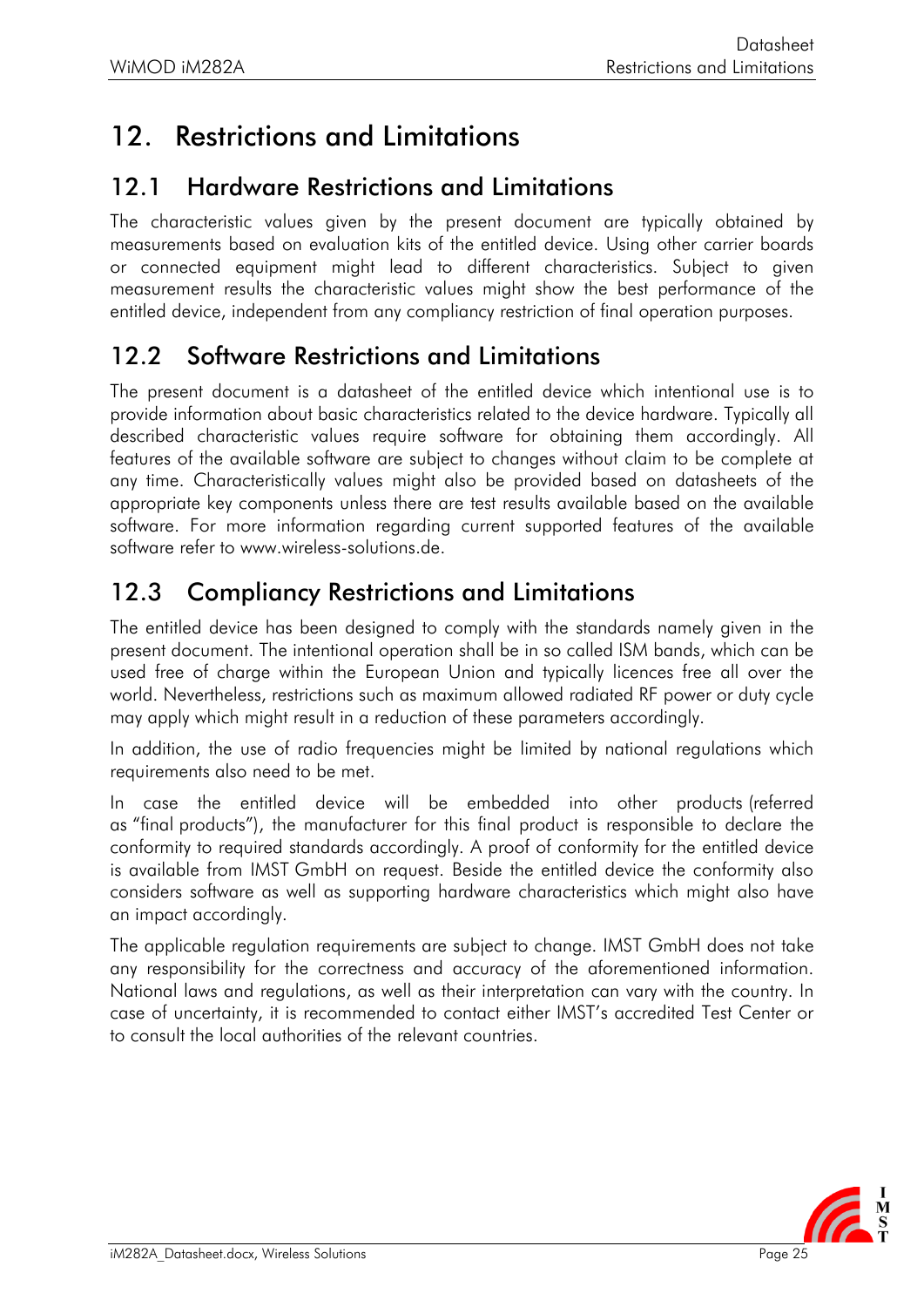# 12. Restrictions and Limitations

## 12.1 Hardware Restrictions and Limitations

The characteristic values given by the present document are typically obtained by measurements based on evaluation kits of the entitled device. Using other carrier boards or connected equipment might lead to different characteristics. Subject to given measurement results the characteristic values might show the best performance of the entitled device, independent from any compliancy restriction of final operation purposes.

## 12.2 Software Restrictions and Limitations

The present document is a datasheet of the entitled device which intentional use is to provide information about basic characteristics related to the device hardware. Typically all described characteristic values require software for obtaining them accordingly. All features of the available software are subject to changes without claim to be complete at any time. Characteristically values might also be provided based on datasheets of the appropriate key components unless there are test results available based on the available software. For more information regarding current supported features of the available software refer to www.wireless-solutions.de.

## 12.3 Compliancy Restrictions and Limitations

The entitled device has been designed to comply with the standards namely given in the present document. The intentional operation shall be in so called ISM bands, which can be used free of charge within the European Union and typically licences free all over the world. Nevertheless, restrictions such as maximum allowed radiated RF power or duty cycle may apply which might result in a reduction of these parameters accordingly.

In addition, the use of radio frequencies might be limited by national regulations which requirements also need to be met.

In case the entitled device will be embedded into other products (referred as "final products"), the manufacturer for this final product is responsible to declare the conformity to required standards accordingly. A proof of conformity for the entitled device is available from IMST GmbH on request. Beside the entitled device the conformity also considers software as well as supporting hardware characteristics which might also have an impact accordingly.

The applicable regulation requirements are subject to change. IMST GmbH does not take any responsibility for the correctness and accuracy of the aforementioned information. National laws and regulations, as well as their interpretation can vary with the country. In case of uncertainty, it is recommended to contact either IMST's accredited Test Center or to consult the local authorities of the relevant countries.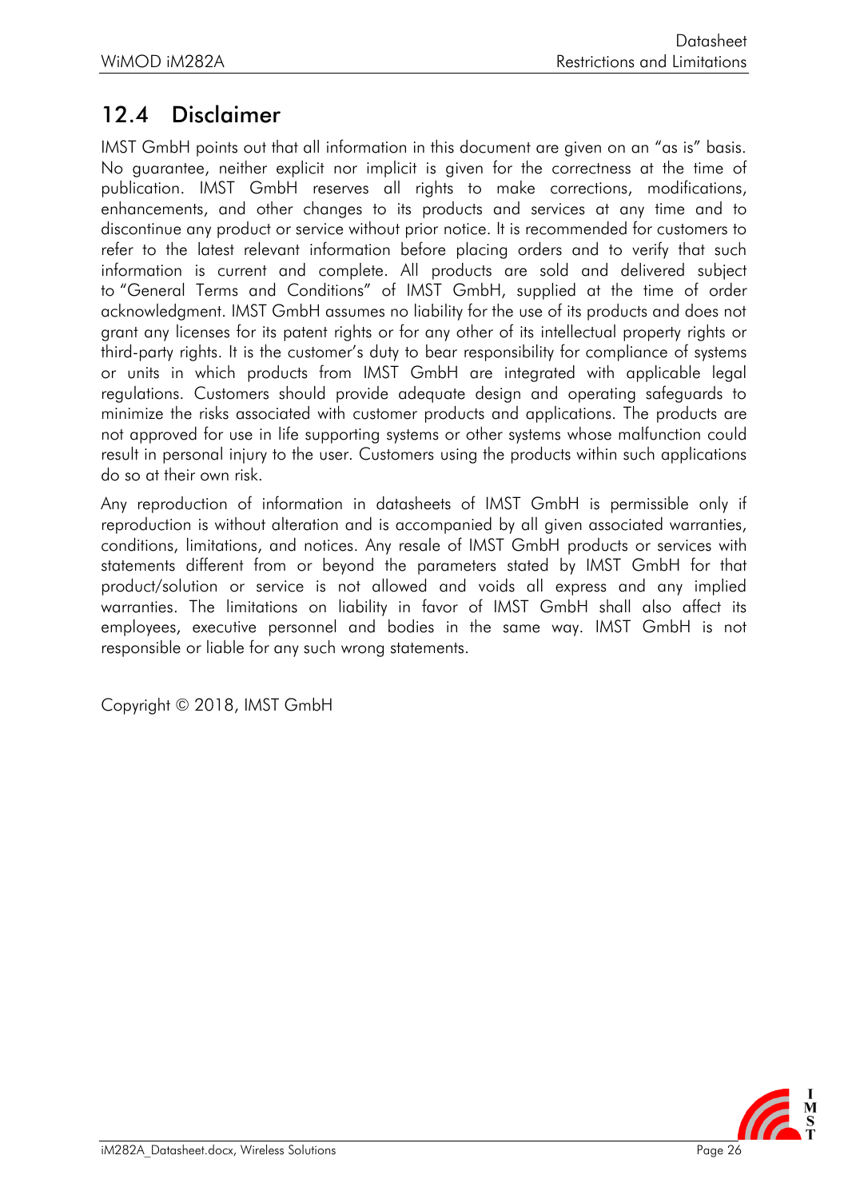## 12.4 Disclaimer

IMST GmbH points out that all information in this document are given on an "as is" basis. No guarantee, neither explicit nor implicit is given for the correctness at the time of publication. IMST GmbH reserves all rights to make corrections, modifications, enhancements, and other changes to its products and services at any time and to discontinue any product or service without prior notice. It is recommended for customers to refer to the latest relevant information before placing orders and to verify that such information is current and complete. All products are sold and delivered subject to "General Terms and Conditions" of IMST GmbH, supplied at the time of order acknowledgment. IMST GmbH assumes no liability for the use of its products and does not grant any licenses for its patent rights or for any other of its intellectual property rights or third-party rights. It is the customer's duty to bear responsibility for compliance of systems or units in which products from IMST GmbH are integrated with applicable legal regulations. Customers should provide adequate design and operating safeguards to minimize the risks associated with customer products and applications. The products are not approved for use in life supporting systems or other systems whose malfunction could result in personal injury to the user. Customers using the products within such applications do so at their own risk.

Any reproduction of information in datasheets of IMST GmbH is permissible only if reproduction is without alteration and is accompanied by all given associated warranties, conditions, limitations, and notices. Any resale of IMST GmbH products or services with statements different from or beyond the parameters stated by IMST GmbH for that product/solution or service is not allowed and voids all express and any implied warranties. The limitations on liability in favor of IMST GmbH shall also affect its employees, executive personnel and bodies in the same way. IMST GmbH is not responsible or liable for any such wrong statements.

Copyright © 2018, IMST GmbH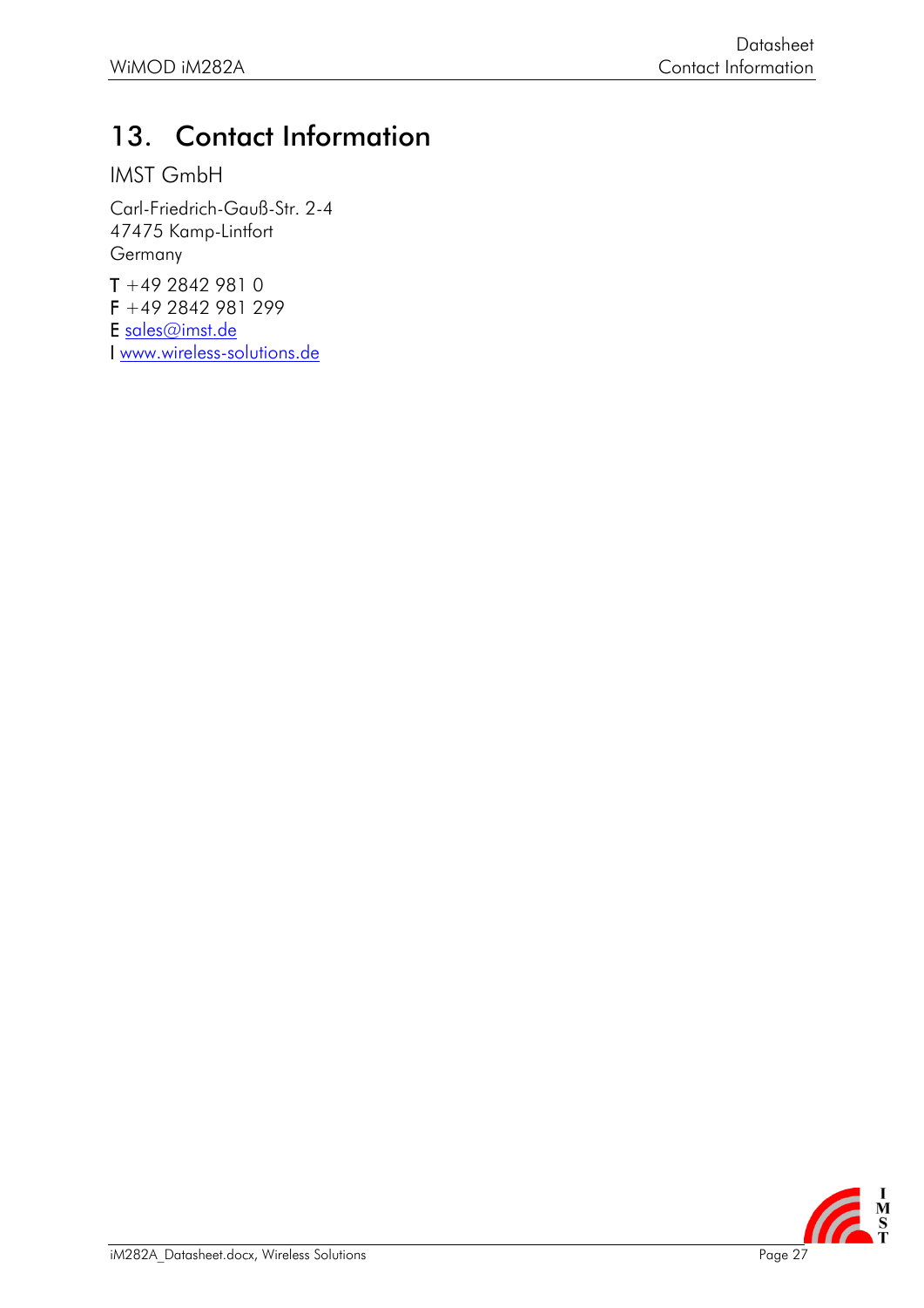# 13. Contact Information

IMST GmbH

Carl-Friedrich-Gauß-Str. 2-4
47475 Kamp-Lintfort
Germany

**T** +49 2842 981 0
**F** +49 2842 981 299
**E** sales@imst.de
**I** www.wireless-solutions.de